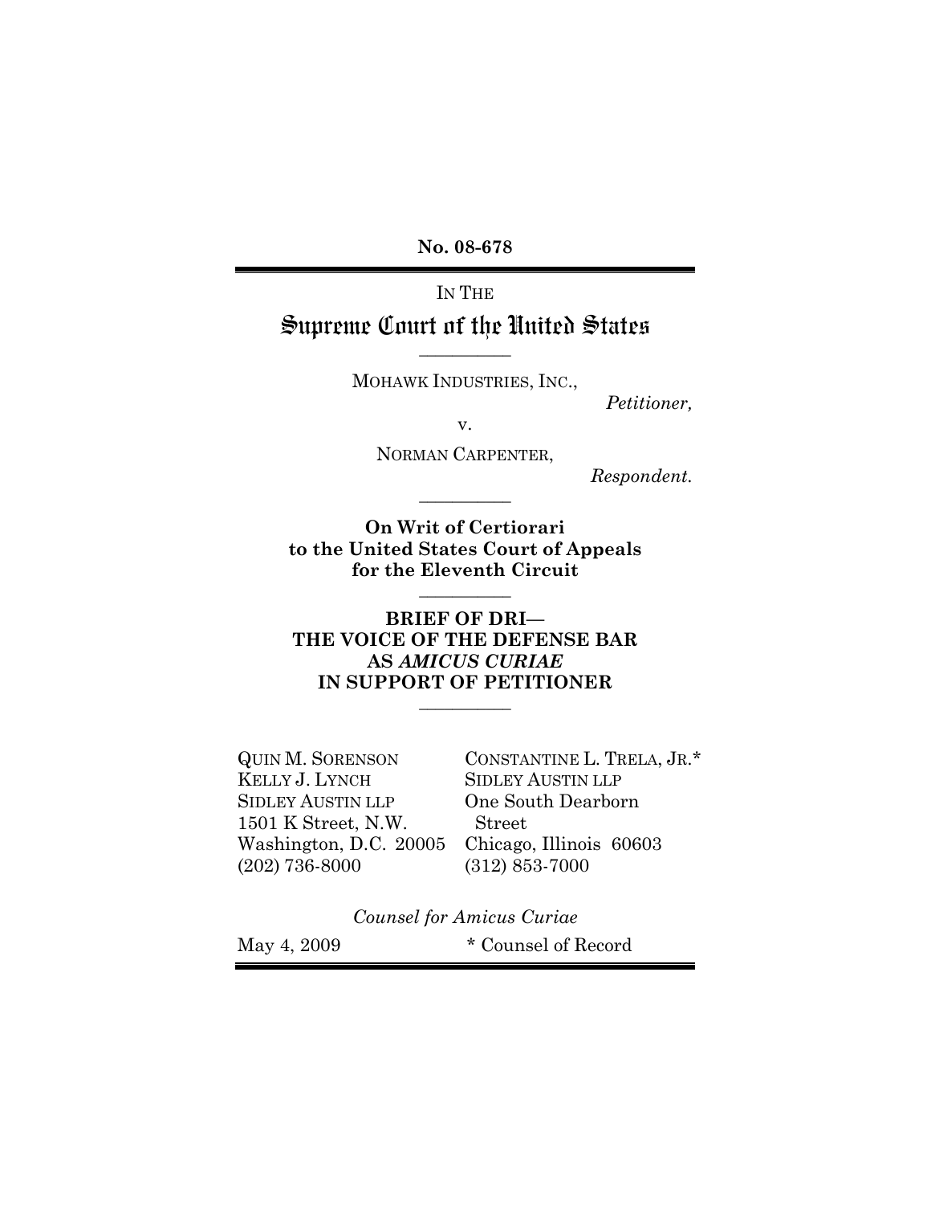**No. 08-678**

IN THE

# Supreme Court of the United States

MOHAWK INDUSTRIES, INC.,

*Petitioner,*

v.

NORMAN CARPENTER,

*Respondent.*

**On Writ of Certiorari to the United States Court of Appeals for the Eleventh Circuit**

**BRIEF OF DRI— THE VOICE OF THE DEFENSE BAR AS *AMICUS CURIAE* IN SUPPORT OF PETITIONER**

QUIN M. SORENSON
KELLY J. LYNCH
SIDLEY AUSTIN LLP
1501 K Street, N.W.
Washington, D.C. 20005
(202) 736-8000

CONSTANTINE L. TRELA, JR.*
SIDLEY AUSTIN LLP
One South Dearborn Street
Chicago, Illinois 60603
(312) 853-7000

*Counsel for Amicus Curiae*

May 4, 2009

\* Counsel of Record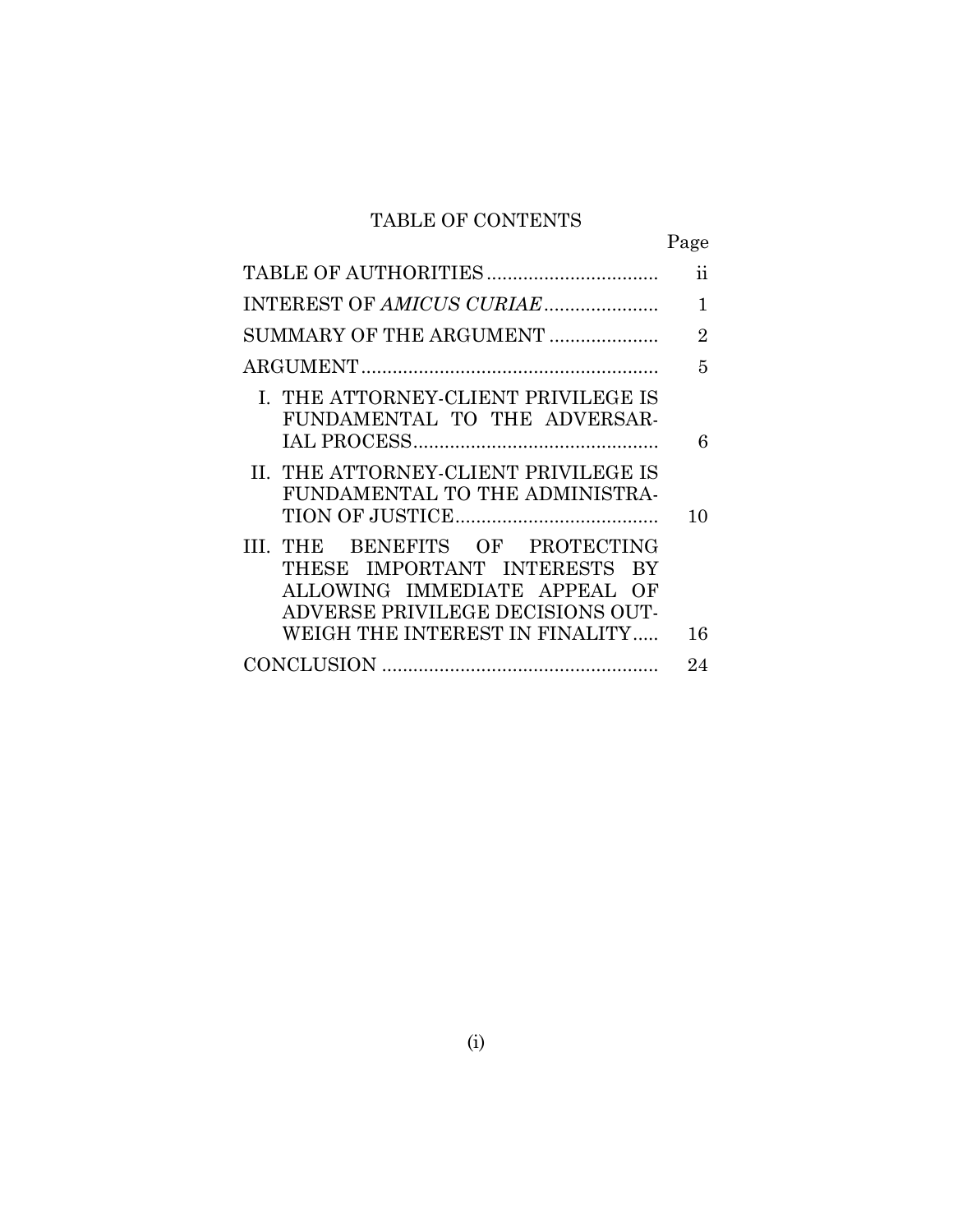# TABLE OF CONTENTS

| | Page |
|---|---|
| TABLE OF AUTHORITIES | ii |
| INTEREST OF *AMICUS CURIAE* | 1 |
| SUMMARY OF THE ARGUMENT | 2 |
| ARGUMENT | 5 |
| I. THE ATTORNEY-CLIENT PRIVILEGE IS FUNDAMENTAL TO THE ADVERSARIAL PROCESS | 6 |
| II. THE ATTORNEY-CLIENT PRIVILEGE IS FUNDAMENTAL TO THE ADMINISTRATION OF JUSTICE | 10 |
| III. THE BENEFITS OF PROTECTING THESE IMPORTANT INTERESTS BY ALLOWING IMMEDIATE APPEAL OF ADVERSE PRIVILEGE DECISIONS OUTWEIGH THE INTEREST IN FINALITY | 16 |
| CONCLUSION | 24 |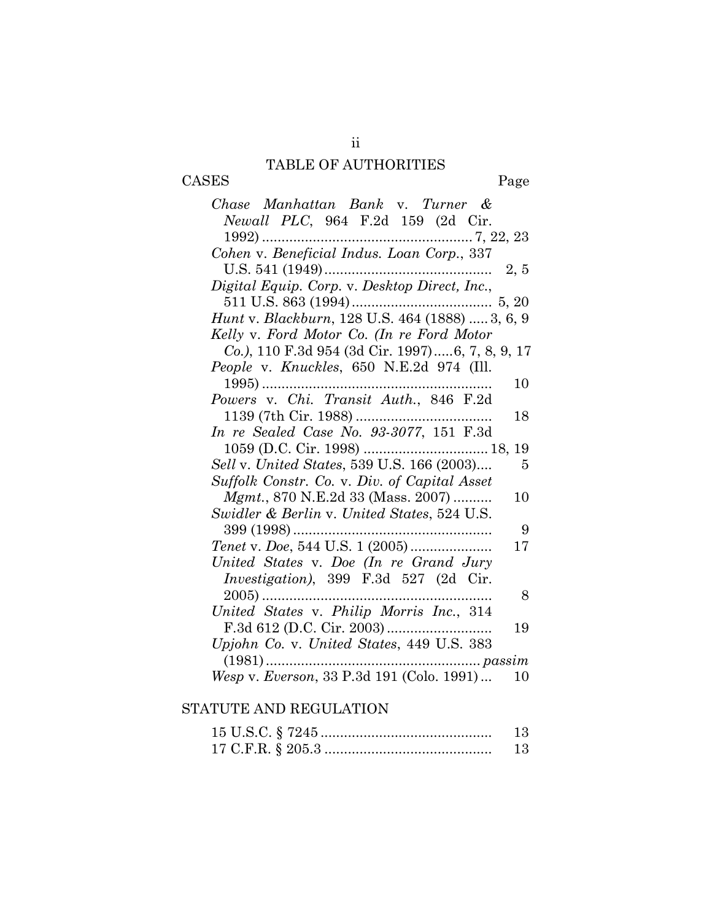# TABLE OF AUTHORITIES

CASES Page

*Chase Manhattan Bank* v. *Turner & Newall PLC*, 964 F.2d 159 (2d Cir. 1992) ........ 7, 22, 23

*Cohen* v. *Beneficial Indus. Loan Corp.*, 337 U.S. 541 (1949) ........ 2, 5

*Digital Equip. Corp.* v. *Desktop Direct, Inc.*, 511 U.S. 863 (1994) ........ 5, 20

*Hunt* v. *Blackburn*, 128 U.S. 464 (1888) ..... 3, 6, 9

*Kelly* v. *Ford Motor Co. (In re Ford Motor Co.)*, 110 F.3d 954 (3d Cir. 1997) ..... 6, 7, 8, 9, 17

*People* v. *Knuckles*, 650 N.E.2d 974 (Ill. 1995) ........ 10

*Powers* v. *Chi. Transit Auth.*, 846 F.2d 1139 (7th Cir. 1988) ........ 18

*In re Sealed Case No. 93-3077*, 151 F.3d 1059 (D.C. Cir. 1998) ........ 18, 19

*Sell* v. *United States*, 539 U.S. 166 (2003) .... 5

*Suffolk Constr. Co.* v. *Div. of Capital Asset Mgmt.*, 870 N.E.2d 33 (Mass. 2007) ........ 10

*Swidler & Berlin* v. *United States*, 524 U.S. 399 (1998) ........ 9

*Tenet* v. *Doe*, 544 U.S. 1 (2005) ........ 17

*United States* v. *Doe (In re Grand Jury Investigation)*, 399 F.3d 527 (2d Cir. 2005) ........ 8

*United States* v. *Philip Morris Inc.*, 314 F.3d 612 (D.C. Cir. 2003) ........ 19

*Upjohn Co.* v. *United States*, 449 U.S. 383 (1981) ........ *passim*

*Wesp* v. *Everson*, 33 P.3d 191 (Colo. 1991) ... 10

STATUTE AND REGULATION

15 U.S.C. § 7245 ........ 13

17 C.F.R. § 205.3 ........ 13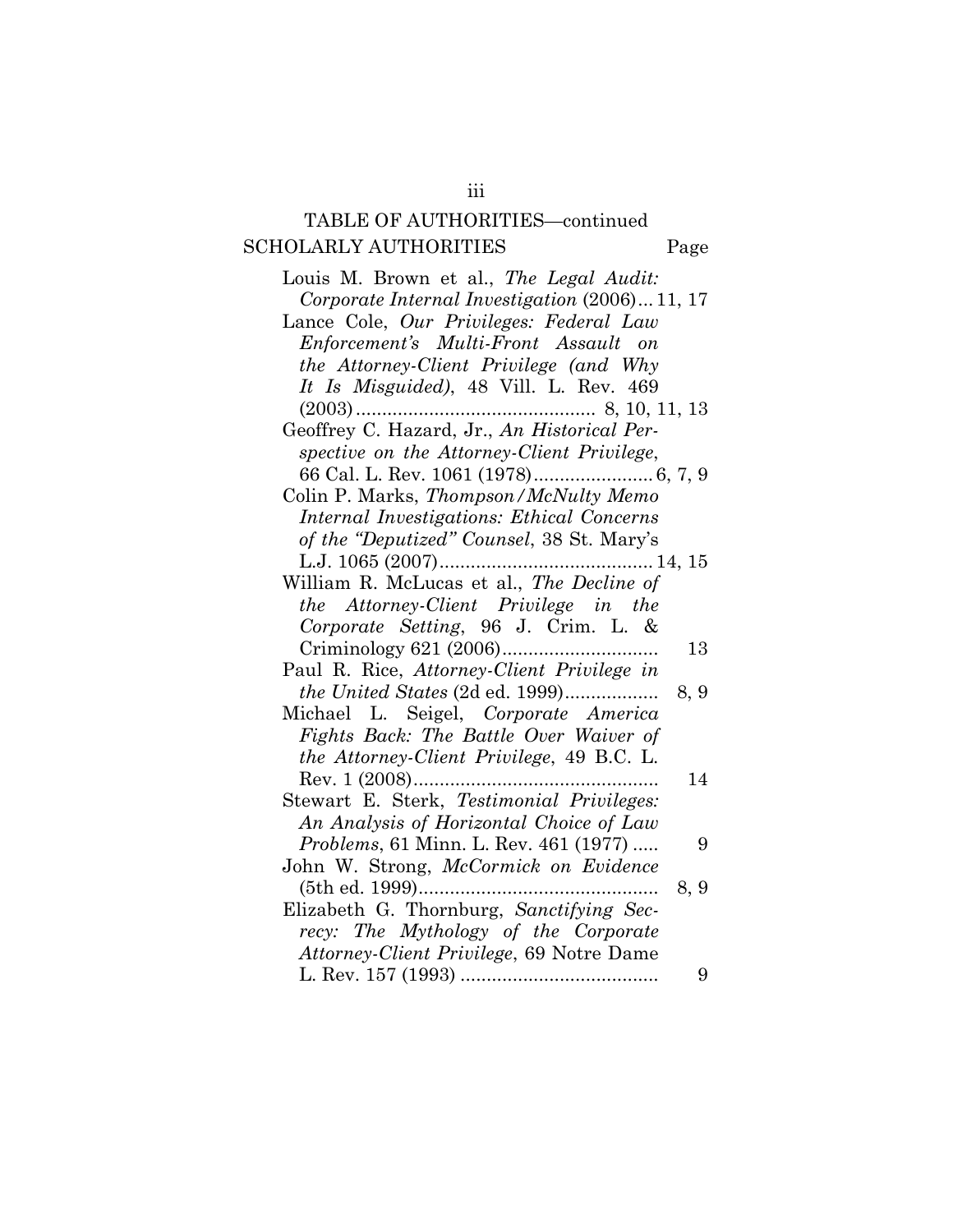TABLE OF AUTHORITIES—continued

SCHOLARLY AUTHORITIES — Page

Louis M. Brown et al., *The Legal Audit: Corporate Internal Investigation* (2006)... 11, 17

Lance Cole, *Our Privileges: Federal Law Enforcement's Multi-Front Assault on the Attorney-Client Privilege (and Why It Is Misguided)*, 48 Vill. L. Rev. 469 (2003)............................................. 8, 10, 11, 13

Geoffrey C. Hazard, Jr., *An Historical Perspective on the Attorney-Client Privilege*, 66 Cal. L. Rev. 1061 (1978)....................... 6, 7, 9

Colin P. Marks, *Thompson/McNulty Memo Internal Investigations: Ethical Concerns of the "Deputized" Counsel*, 38 St. Mary's L.J. 1065 (2007)......................................... 14, 15

William R. McLucas et al., *The Decline of the Attorney-Client Privilege in the Corporate Setting*, 96 J. Crim. L. & Criminology 621 (2006)............................. 13

Paul R. Rice, *Attorney-Client Privilege in the United States* (2d ed. 1999).................. 8, 9

Michael L. Seigel, *Corporate America Fights Back: The Battle Over Waiver of the Attorney-Client Privilege*, 49 B.C. L. Rev. 1 (2008).............................................. 14

Stewart E. Sterk, *Testimonial Privileges: An Analysis of Horizontal Choice of Law Problems*, 61 Minn. L. Rev. 461 (1977) ..... 9

John W. Strong, *McCormick on Evidence* (5th ed. 1999).............................................. 8, 9

Elizabeth G. Thornburg, *Sanctifying Secrecy: The Mythology of the Corporate Attorney-Client Privilege*, 69 Notre Dame L. Rev. 157 (1993) ...................................... 9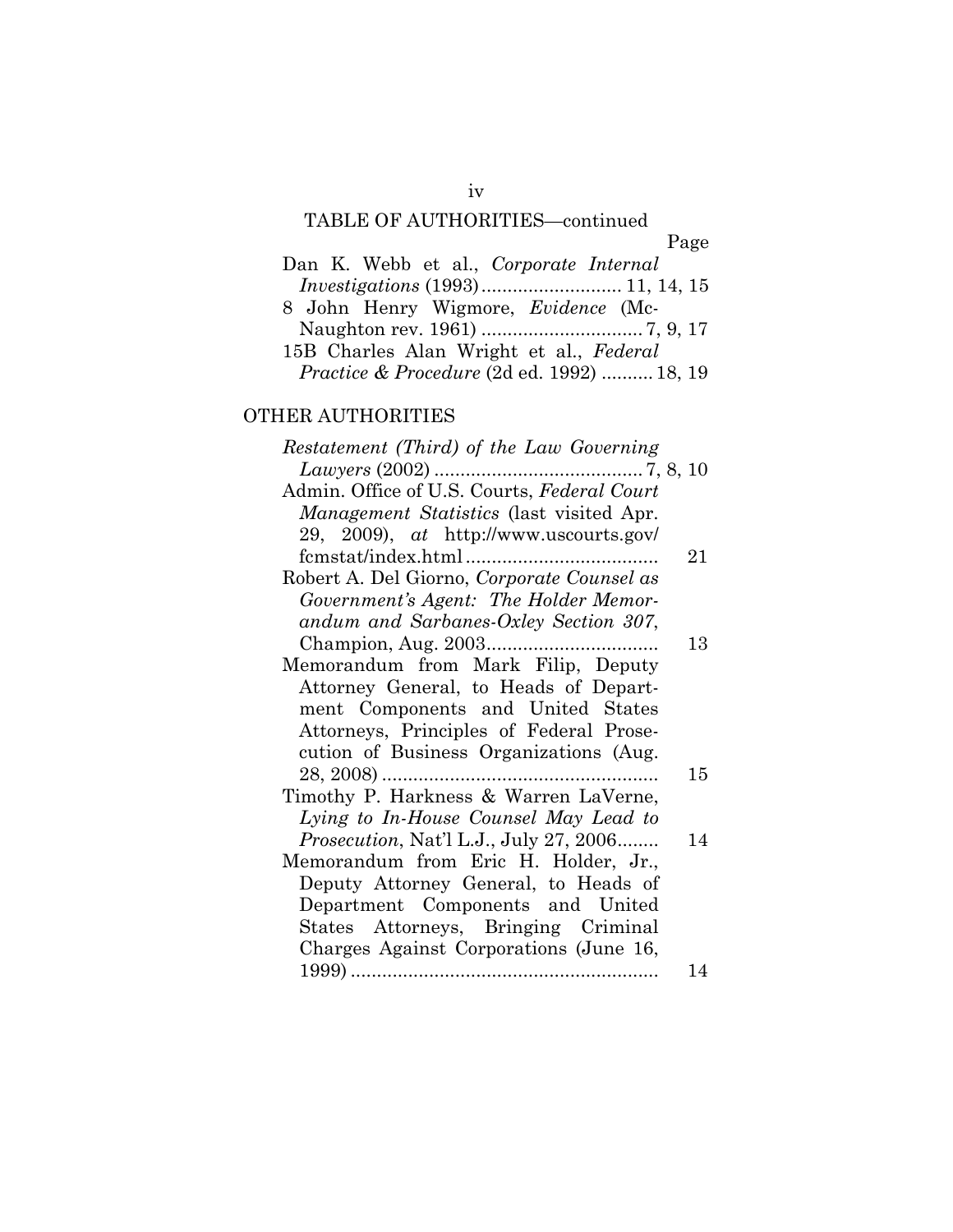TABLE OF AUTHORITIES—continued

| | Page |
|---|---|
| Dan K. Webb et al., *Corporate Internal Investigations* (1993) | 11, 14, 15 |
| 8 John Henry Wigmore, *Evidence* (McNaughton rev. 1961) | 7, 9, 17 |
| 15B Charles Alan Wright et al., *Federal Practice & Procedure* (2d ed. 1992) | 18, 19 |

OTHER AUTHORITIES

| | |
|---|---|
| *Restatement (Third) of the Law Governing Lawyers* (2002) | 7, 8, 10 |
| Admin. Office of U.S. Courts, *Federal Court Management Statistics* (last visited Apr. 29, 2009), *at* http://www.uscourts.gov/fcmstat/index.html | 21 |
| Robert A. Del Giorno, *Corporate Counsel as Government's Agent: The Holder Memorandum and Sarbanes-Oxley Section 307*, Champion, Aug. 2003 | 13 |
| Memorandum from Mark Filip, Deputy Attorney General, to Heads of Department Components and United States Attorneys, Principles of Federal Prosecution of Business Organizations (Aug. 28, 2008) | 15 |
| Timothy P. Harkness & Warren LaVerne, *Lying to In-House Counsel May Lead to Prosecution*, Nat'l L.J., July 27, 2006 | 14 |
| Memorandum from Eric H. Holder, Jr., Deputy Attorney General, to Heads of Department Components and United States Attorneys, Bringing Criminal Charges Against Corporations (June 16, 1999) | 14 |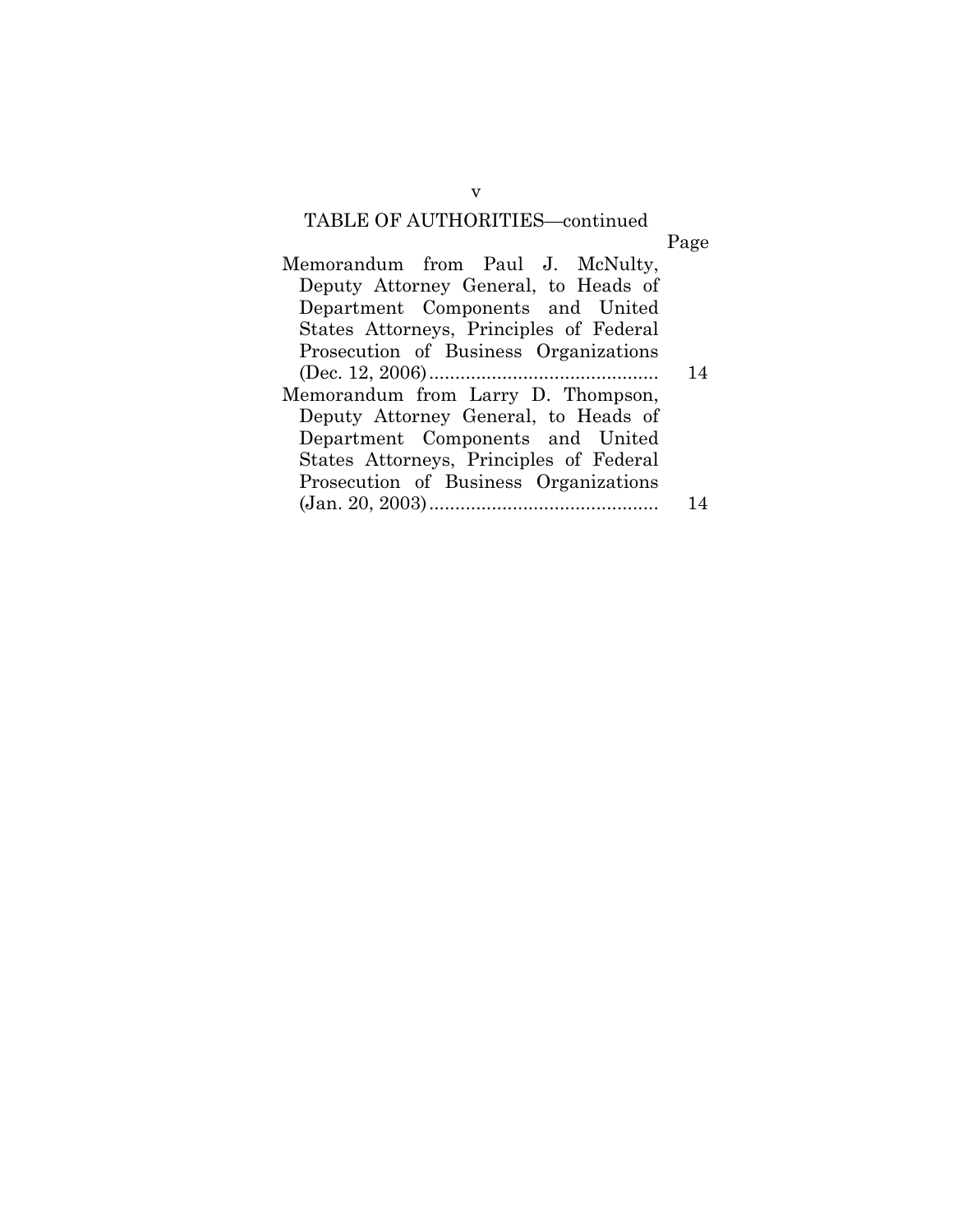TABLE OF AUTHORITIES—continued

| | Page |
|---|---|
| Memorandum from Paul J. McNulty, Deputy Attorney General, to Heads of Department Components and United States Attorneys, Principles of Federal Prosecution of Business Organizations (Dec. 12, 2006) | 14 |
| Memorandum from Larry D. Thompson, Deputy Attorney General, to Heads of Department Components and United States Attorneys, Principles of Federal Prosecution of Business Organizations (Jan. 20, 2003) | 14 |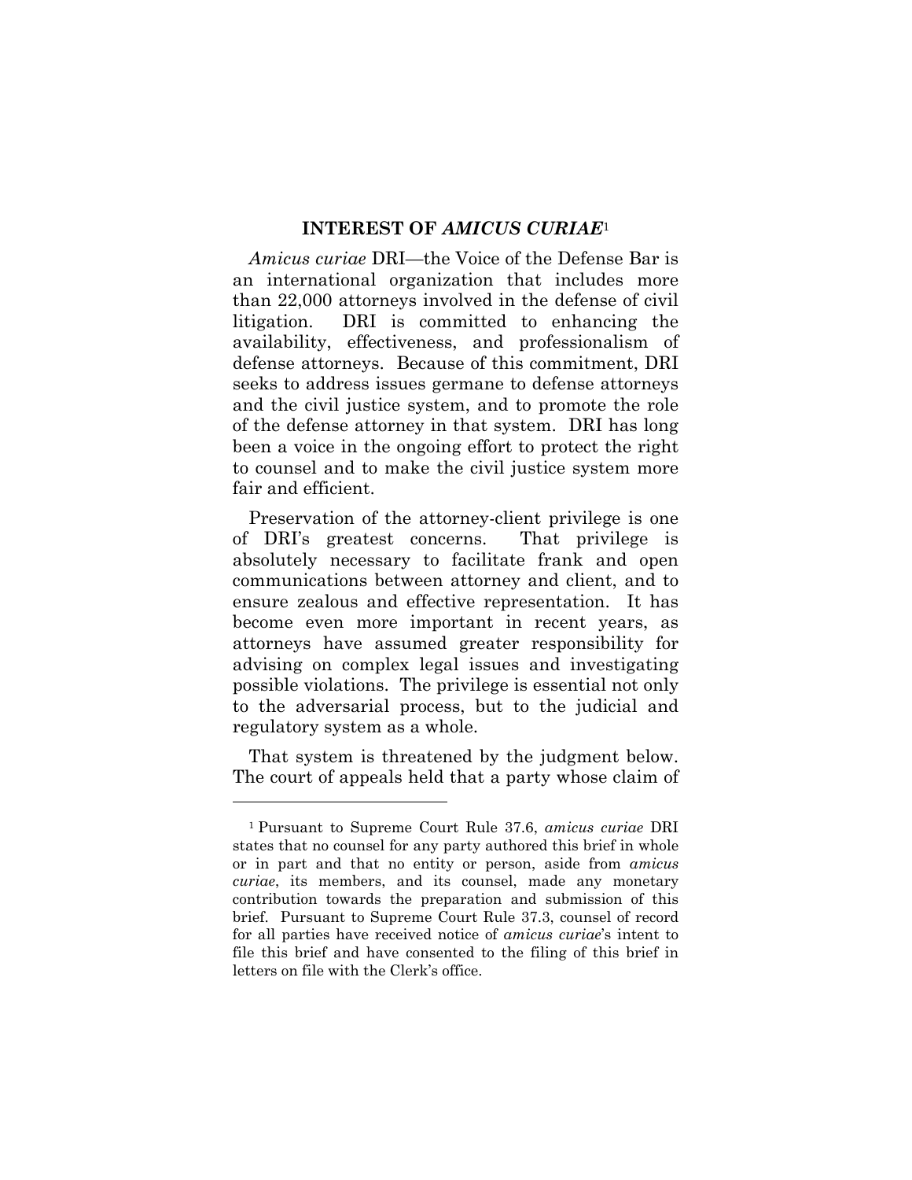## INTEREST OF *AMICUS CURIAE*[1]

*Amicus curiae* DRI—the Voice of the Defense Bar is an international organization that includes more than 22,000 attorneys involved in the defense of civil litigation. DRI is committed to enhancing the availability, effectiveness, and professionalism of defense attorneys. Because of this commitment, DRI seeks to address issues germane to defense attorneys and the civil justice system, and to promote the role of the defense attorney in that system. DRI has long been a voice in the ongoing effort to protect the right to counsel and to make the civil justice system more fair and efficient.

Preservation of the attorney-client privilege is one of DRI's greatest concerns. That privilege is absolutely necessary to facilitate frank and open communications between attorney and client, and to ensure zealous and effective representation. It has become even more important in recent years, as attorneys have assumed greater responsibility for advising on complex legal issues and investigating possible violations. The privilege is essential not only to the adversarial process, but to the judicial and regulatory system as a whole.

That system is threatened by the judgment below. The court of appeals held that a party whose claim of

---

[1] Pursuant to Supreme Court Rule 37.6, *amicus curiae* DRI states that no counsel for any party authored this brief in whole or in part and that no entity or person, aside from *amicus curiae*, its members, and its counsel, made any monetary contribution towards the preparation and submission of this brief. Pursuant to Supreme Court Rule 37.3, counsel of record for all parties have received notice of *amicus curiae*'s intent to file this brief and have consented to the filing of this brief in letters on file with the Clerk's office.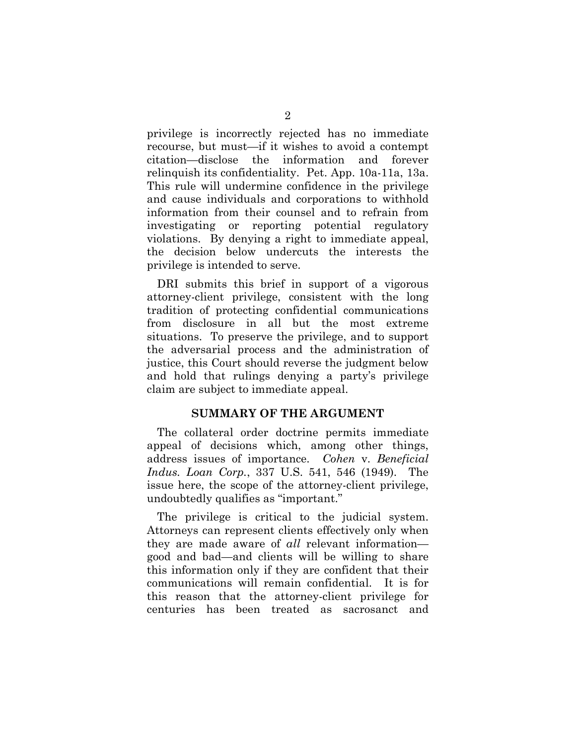privilege is incorrectly rejected has no immediate recourse, but must—if it wishes to avoid a contempt citation—disclose the information and forever relinquish its confidentiality. Pet. App. 10a-11a, 13a. This rule will undermine confidence in the privilege and cause individuals and corporations to withhold information from their counsel and to refrain from investigating or reporting potential regulatory violations. By denying a right to immediate appeal, the decision below undercuts the interests the privilege is intended to serve.

DRI submits this brief in support of a vigorous attorney-client privilege, consistent with the long tradition of protecting confidential communications from disclosure in all but the most extreme situations. To preserve the privilege, and to support the adversarial process and the administration of justice, this Court should reverse the judgment below and hold that rulings denying a party's privilege claim are subject to immediate appeal.

## SUMMARY OF THE ARGUMENT

The collateral order doctrine permits immediate appeal of decisions which, among other things, address issues of importance. *Cohen* v. *Beneficial Indus. Loan Corp.*, 337 U.S. 541, 546 (1949). The issue here, the scope of the attorney-client privilege, undoubtedly qualifies as "important."

The privilege is critical to the judicial system. Attorneys can represent clients effectively only when they are made aware of *all* relevant information—good and bad—and clients will be willing to share this information only if they are confident that their communications will remain confidential. It is for this reason that the attorney-client privilege for centuries has been treated as sacrosanct and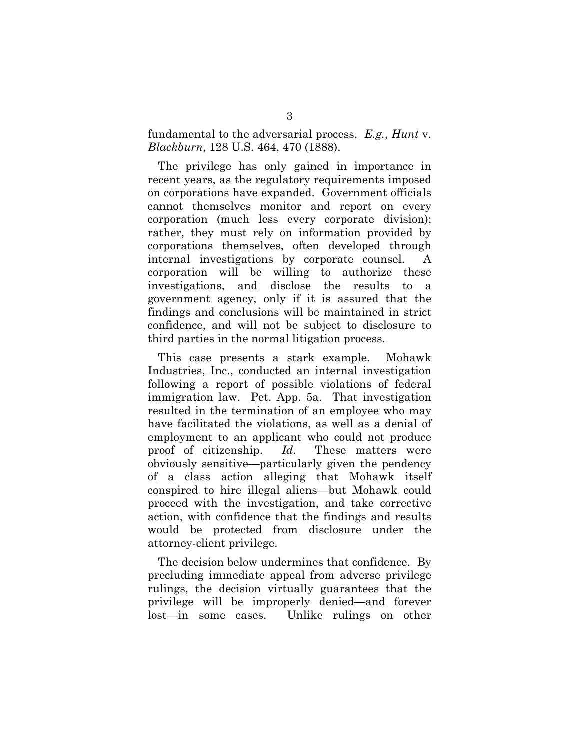fundamental to the adversarial process. *E.g.*, *Hunt* v. *Blackburn*, 128 U.S. 464, 470 (1888).

The privilege has only gained in importance in recent years, as the regulatory requirements imposed on corporations have expanded. Government officials cannot themselves monitor and report on every corporation (much less every corporate division); rather, they must rely on information provided by corporations themselves, often developed through internal investigations by corporate counsel. A corporation will be willing to authorize these investigations, and disclose the results to a government agency, only if it is assured that the findings and conclusions will be maintained in strict confidence, and will not be subject to disclosure to third parties in the normal litigation process.

This case presents a stark example. Mohawk Industries, Inc., conducted an internal investigation following a report of possible violations of federal immigration law. Pet. App. 5a. That investigation resulted in the termination of an employee who may have facilitated the violations, as well as a denial of employment to an applicant who could not produce proof of citizenship. *Id.* These matters were obviously sensitive—particularly given the pendency of a class action alleging that Mohawk itself conspired to hire illegal aliens—but Mohawk could proceed with the investigation, and take corrective action, with confidence that the findings and results would be protected from disclosure under the attorney-client privilege.

The decision below undermines that confidence. By precluding immediate appeal from adverse privilege rulings, the decision virtually guarantees that the privilege will be improperly denied—and forever lost—in some cases. Unlike rulings on other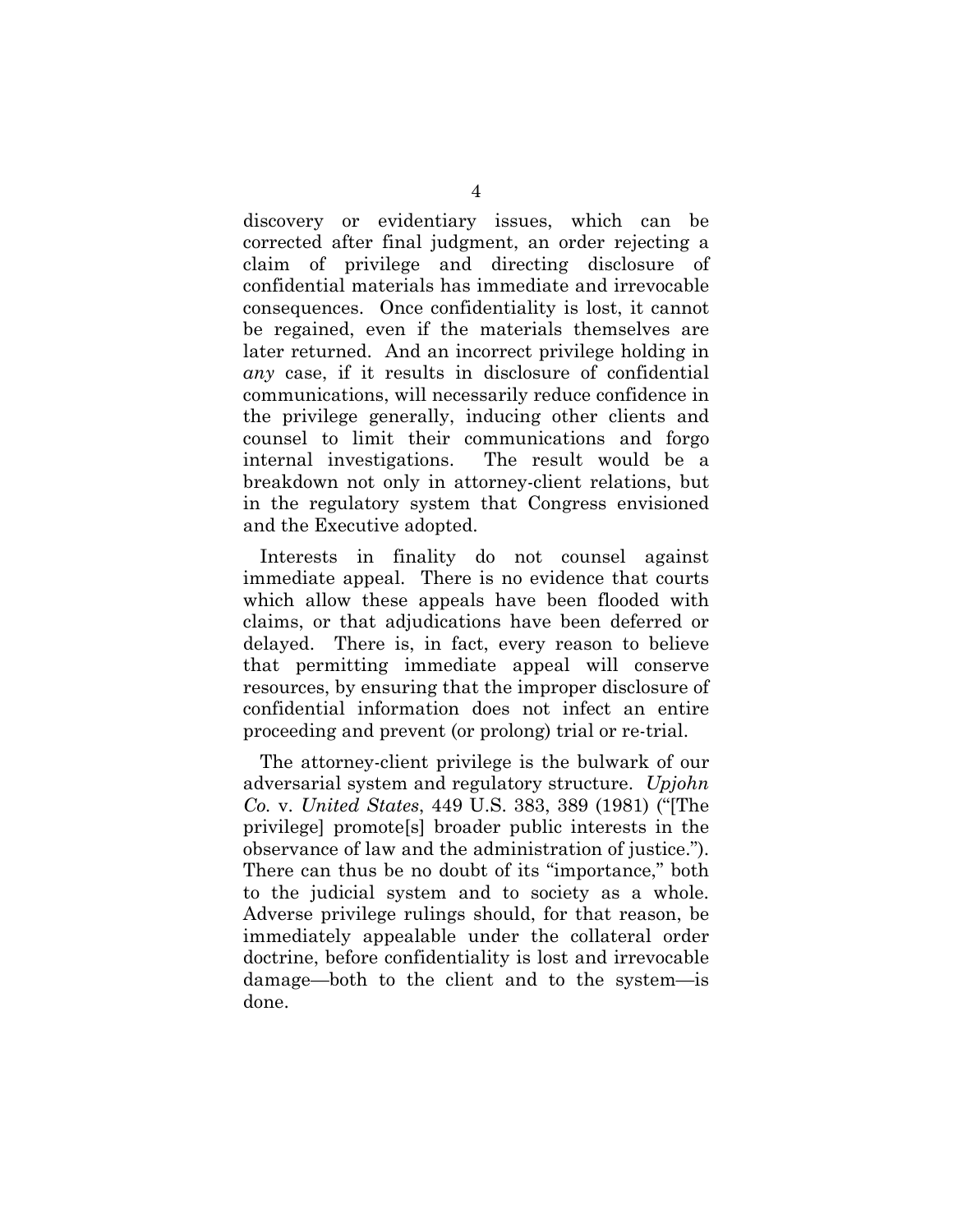discovery or evidentiary issues, which can be corrected after final judgment, an order rejecting a claim of privilege and directing disclosure of confidential materials has immediate and irrevocable consequences. Once confidentiality is lost, it cannot be regained, even if the materials themselves are later returned. And an incorrect privilege holding in *any* case, if it results in disclosure of confidential communications, will necessarily reduce confidence in the privilege generally, inducing other clients and counsel to limit their communications and forgo internal investigations. The result would be a breakdown not only in attorney-client relations, but in the regulatory system that Congress envisioned and the Executive adopted.

Interests in finality do not counsel against immediate appeal. There is no evidence that courts which allow these appeals have been flooded with claims, or that adjudications have been deferred or delayed. There is, in fact, every reason to believe that permitting immediate appeal will conserve resources, by ensuring that the improper disclosure of confidential information does not infect an entire proceeding and prevent (or prolong) trial or re-trial.

The attorney-client privilege is the bulwark of our adversarial system and regulatory structure. *Upjohn Co.* v. *United States*, 449 U.S. 383, 389 (1981) ("[The privilege] promote[s] broader public interests in the observance of law and the administration of justice."). There can thus be no doubt of its "importance," both to the judicial system and to society as a whole. Adverse privilege rulings should, for that reason, be immediately appealable under the collateral order doctrine, before confidentiality is lost and irrevocable damage—both to the client and to the system—is done.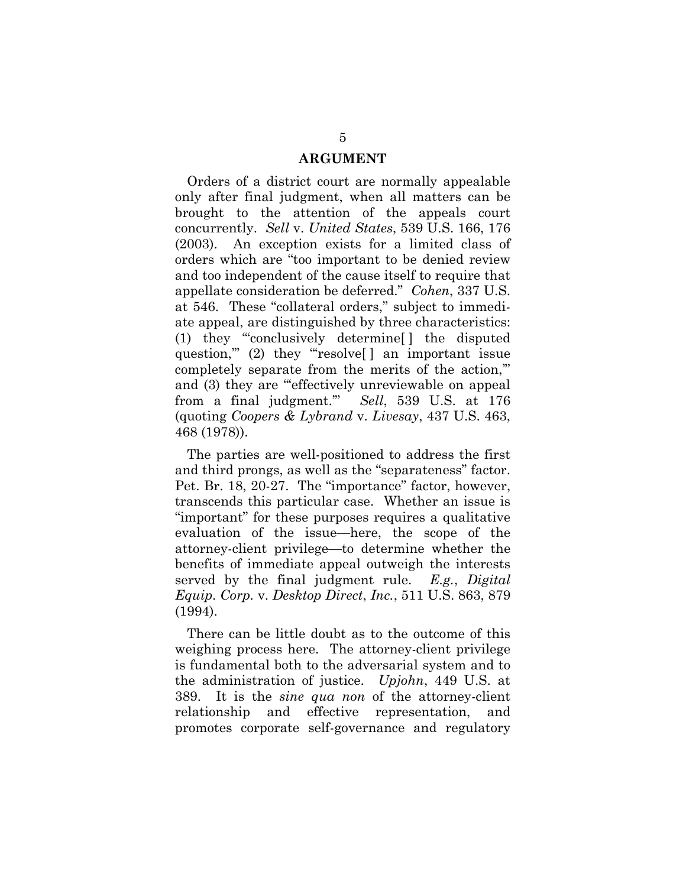## ARGUMENT

Orders of a district court are normally appealable only after final judgment, when all matters can be brought to the attention of the appeals court concurrently. *Sell* v. *United States*, 539 U.S. 166, 176 (2003). An exception exists for a limited class of orders which are "too important to be denied review and too independent of the cause itself to require that appellate consideration be deferred." *Cohen*, 337 U.S. at 546. These "collateral orders," subject to immediate appeal, are distinguished by three characteristics: (1) they "'conclusively determine[ ] the disputed question,'" (2) they "'resolve[ ] an important issue completely separate from the merits of the action,'" and (3) they are "'effectively unreviewable on appeal from a final judgment.'" *Sell*, 539 U.S. at 176 (quoting *Coopers & Lybrand* v. *Livesay*, 437 U.S. 463, 468 (1978)).

The parties are well-positioned to address the first and third prongs, as well as the "separateness" factor. Pet. Br. 18, 20-27. The "importance" factor, however, transcends this particular case. Whether an issue is "important" for these purposes requires a qualitative evaluation of the issue—here, the scope of the attorney-client privilege—to determine whether the benefits of immediate appeal outweigh the interests served by the final judgment rule. *E.g.*, *Digital Equip. Corp.* v. *Desktop Direct*, *Inc.*, 511 U.S. 863, 879 (1994).

There can be little doubt as to the outcome of this weighing process here. The attorney-client privilege is fundamental both to the adversarial system and to the administration of justice. *Upjohn*, 449 U.S. at 389. It is the *sine qua non* of the attorney-client relationship and effective representation, and promotes corporate self-governance and regulatory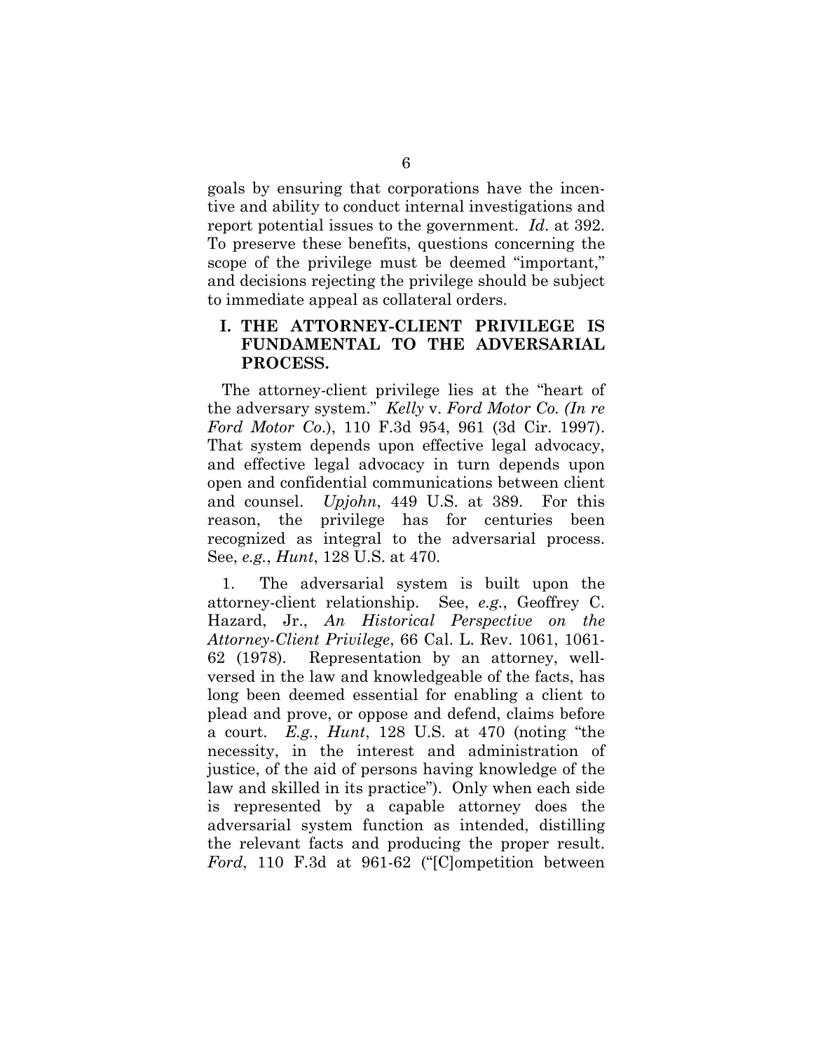goals by ensuring that corporations have the incentive and ability to conduct internal investigations and report potential issues to the government. *Id*. at 392. To preserve these benefits, questions concerning the scope of the privilege must be deemed "important," and decisions rejecting the privilege should be subject to immediate appeal as collateral orders.

## I. THE ATTORNEY-CLIENT PRIVILEGE IS FUNDAMENTAL TO THE ADVERSARIAL PROCESS.

The attorney-client privilege lies at the "heart of the adversary system." *Kelly* v. *Ford Motor Co. (In re Ford Motor Co.)*, 110 F.3d 954, 961 (3d Cir. 1997). That system depends upon effective legal advocacy, and effective legal advocacy in turn depends upon open and confidential communications between client and counsel. *Upjohn*, 449 U.S. at 389. For this reason, the privilege has for centuries been recognized as integral to the adversarial process. See, *e.g.*, *Hunt*, 128 U.S. at 470.

1. The adversarial system is built upon the attorney-client relationship. See, *e.g.*, Geoffrey C. Hazard, Jr., *An Historical Perspective on the Attorney-Client Privilege*, 66 Cal. L. Rev. 1061, 1061-62 (1978). Representation by an attorney, well-versed in the law and knowledgeable of the facts, has long been deemed essential for enabling a client to plead and prove, or oppose and defend, claims before a court. *E.g.*, *Hunt*, 128 U.S. at 470 (noting "the necessity, in the interest and administration of justice, of the aid of persons having knowledge of the law and skilled in its practice"). Only when each side is represented by a capable attorney does the adversarial system function as intended, distilling the relevant facts and producing the proper result. *Ford*, 110 F.3d at 961-62 ("[C]ompetition between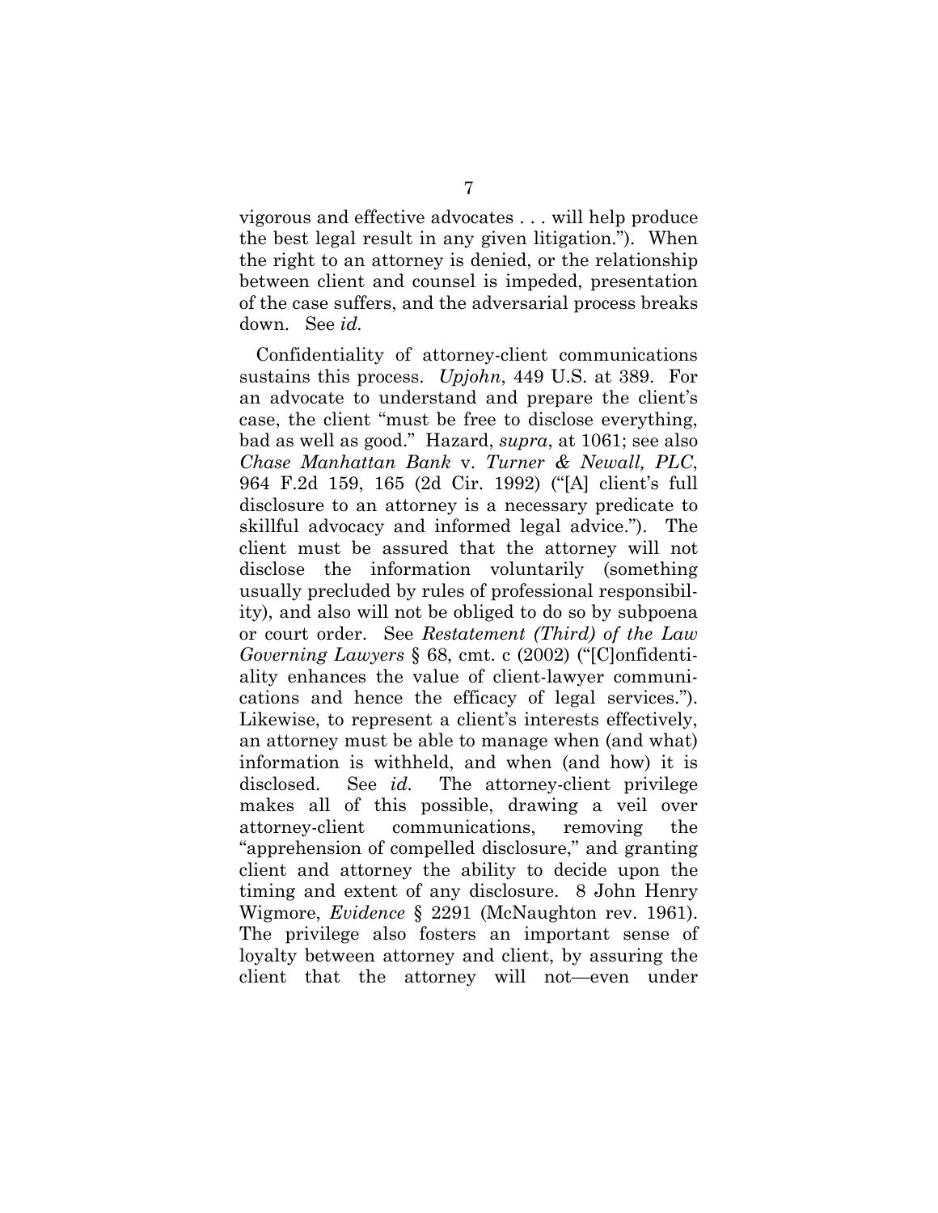vigorous and effective advocates . . . will help produce the best legal result in any given litigation."). When the right to an attorney is denied, or the relationship between client and counsel is impeded, presentation of the case suffers, and the adversarial process breaks down. See *id.*

Confidentiality of attorney-client communications sustains this process. *Upjohn*, 449 U.S. at 389. For an advocate to understand and prepare the client's case, the client "must be free to disclose everything, bad as well as good." Hazard, *supra*, at 1061; see also *Chase Manhattan Bank* v. *Turner & Newall, PLC*, 964 F.2d 159, 165 (2d Cir. 1992) ("[A] client's full disclosure to an attorney is a necessary predicate to skillful advocacy and informed legal advice."). The client must be assured that the attorney will not disclose the information voluntarily (something usually precluded by rules of professional responsibility), and also will not be obliged to do so by subpoena or court order. See *Restatement (Third) of the Law Governing Lawyers* § 68, cmt. c (2002) ("[C]onfidentiality enhances the value of client-lawyer communications and hence the efficacy of legal services."). Likewise, to represent a client's interests effectively, an attorney must be able to manage when (and what) information is withheld, and when (and how) it is disclosed. See *id.* The attorney-client privilege makes all of this possible, drawing a veil over attorney-client communications, removing the "apprehension of compelled disclosure," and granting client and attorney the ability to decide upon the timing and extent of any disclosure. 8 John Henry Wigmore, *Evidence* § 2291 (McNaughton rev. 1961). The privilege also fosters an important sense of loyalty between attorney and client, by assuring the client that the attorney will not—even under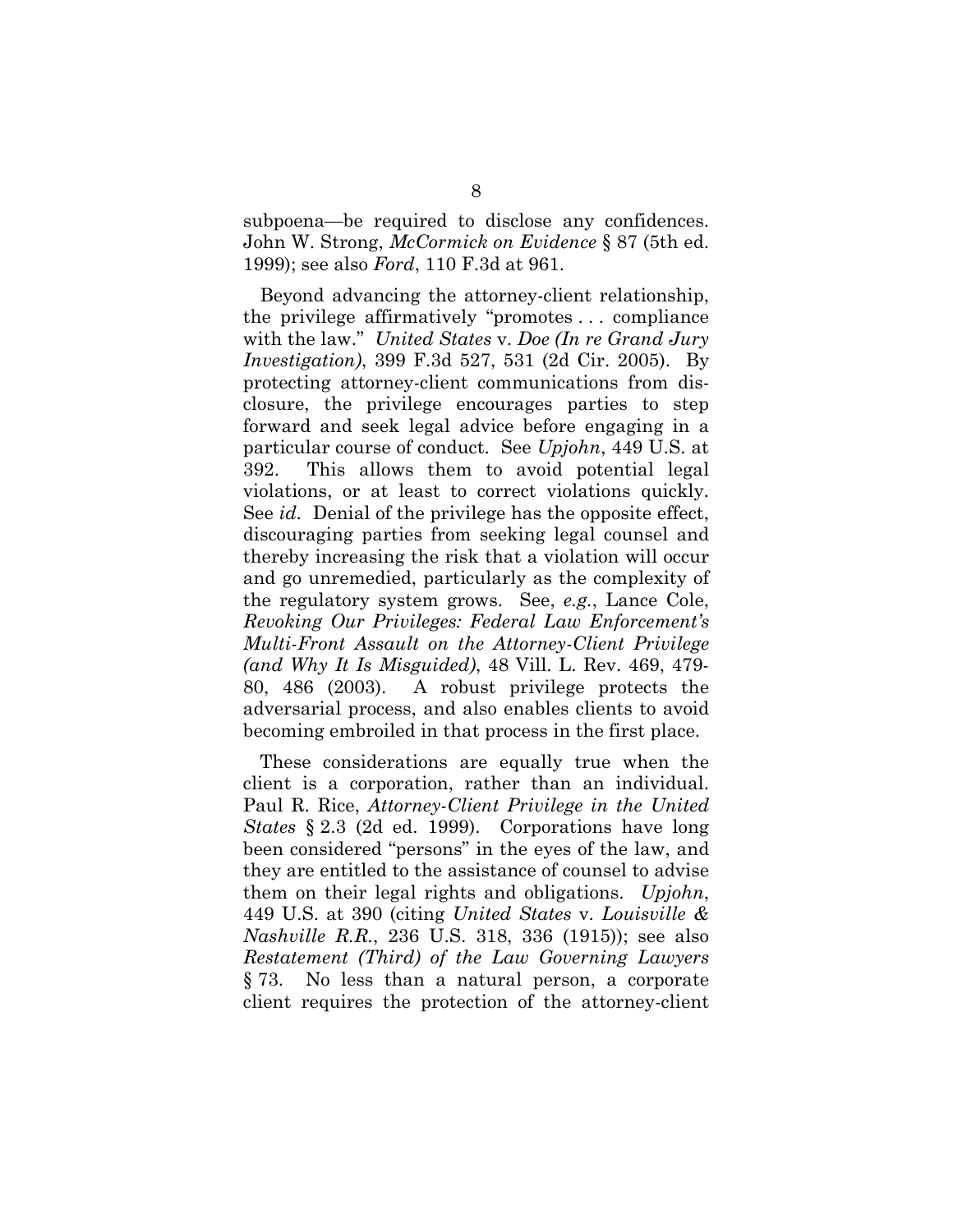subpoena—be required to disclose any confidences. John W. Strong, *McCormick on Evidence* § 87 (5th ed. 1999); see also *Ford*, 110 F.3d at 961.

Beyond advancing the attorney-client relationship, the privilege affirmatively "promotes . . . compliance with the law." *United States* v. *Doe (In re Grand Jury Investigation)*, 399 F.3d 527, 531 (2d Cir. 2005). By protecting attorney-client communications from disclosure, the privilege encourages parties to step forward and seek legal advice before engaging in a particular course of conduct. See *Upjohn*, 449 U.S. at 392. This allows them to avoid potential legal violations, or at least to correct violations quickly. See *id*. Denial of the privilege has the opposite effect, discouraging parties from seeking legal counsel and thereby increasing the risk that a violation will occur and go unremedied, particularly as the complexity of the regulatory system grows. See, *e.g.*, Lance Cole, *Revoking Our Privileges: Federal Law Enforcement's Multi-Front Assault on the Attorney-Client Privilege (and Why It Is Misguided)*, 48 Vill. L. Rev. 469, 479-80, 486 (2003). A robust privilege protects the adversarial process, and also enables clients to avoid becoming embroiled in that process in the first place.

These considerations are equally true when the client is a corporation, rather than an individual. Paul R. Rice, *Attorney-Client Privilege in the United States* § 2.3 (2d ed. 1999). Corporations have long been considered "persons" in the eyes of the law, and they are entitled to the assistance of counsel to advise them on their legal rights and obligations. *Upjohn*, 449 U.S. at 390 (citing *United States* v. *Louisville & Nashville R.R.*, 236 U.S. 318, 336 (1915)); see also *Restatement (Third) of the Law Governing Lawyers* § 73. No less than a natural person, a corporate client requires the protection of the attorney-client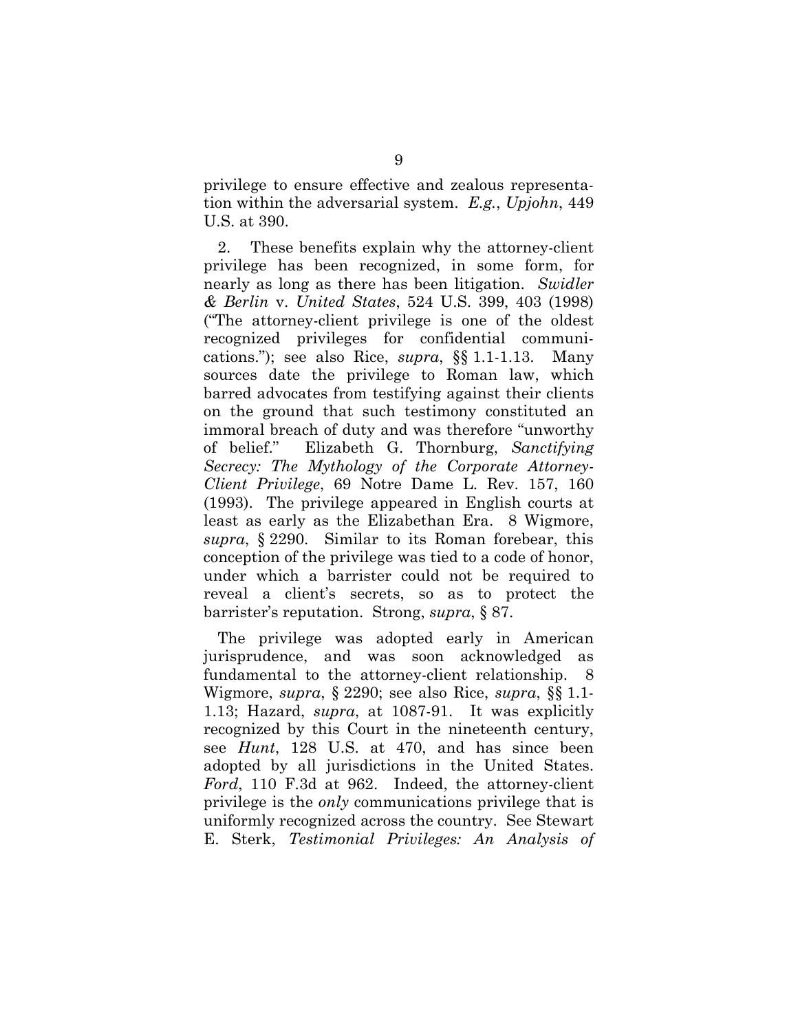privilege to ensure effective and zealous representation within the adversarial system. *E.g.*, *Upjohn*, 449 U.S. at 390.

2. These benefits explain why the attorney-client privilege has been recognized, in some form, for nearly as long as there has been litigation. *Swidler & Berlin* v. *United States*, 524 U.S. 399, 403 (1998) ("The attorney-client privilege is one of the oldest recognized privileges for confidential communications."); see also Rice, *supra*, §§ 1.1-1.13. Many sources date the privilege to Roman law, which barred advocates from testifying against their clients on the ground that such testimony constituted an immoral breach of duty and was therefore "unworthy of belief." Elizabeth G. Thornburg, *Sanctifying Secrecy: The Mythology of the Corporate Attorney-Client Privilege*, 69 Notre Dame L. Rev. 157, 160 (1993). The privilege appeared in English courts at least as early as the Elizabethan Era. 8 Wigmore, *supra*, § 2290. Similar to its Roman forebear, this conception of the privilege was tied to a code of honor, under which a barrister could not be required to reveal a client's secrets, so as to protect the barrister's reputation. Strong, *supra*, § 87.

The privilege was adopted early in American jurisprudence, and was soon acknowledged as fundamental to the attorney-client relationship. 8 Wigmore, *supra*, § 2290; see also Rice, *supra*, §§ 1.1-1.13; Hazard, *supra*, at 1087-91. It was explicitly recognized by this Court in the nineteenth century, see *Hunt*, 128 U.S. at 470, and has since been adopted by all jurisdictions in the United States. *Ford*, 110 F.3d at 962. Indeed, the attorney-client privilege is the *only* communications privilege that is uniformly recognized across the country. See Stewart E. Sterk, *Testimonial Privileges: An Analysis of*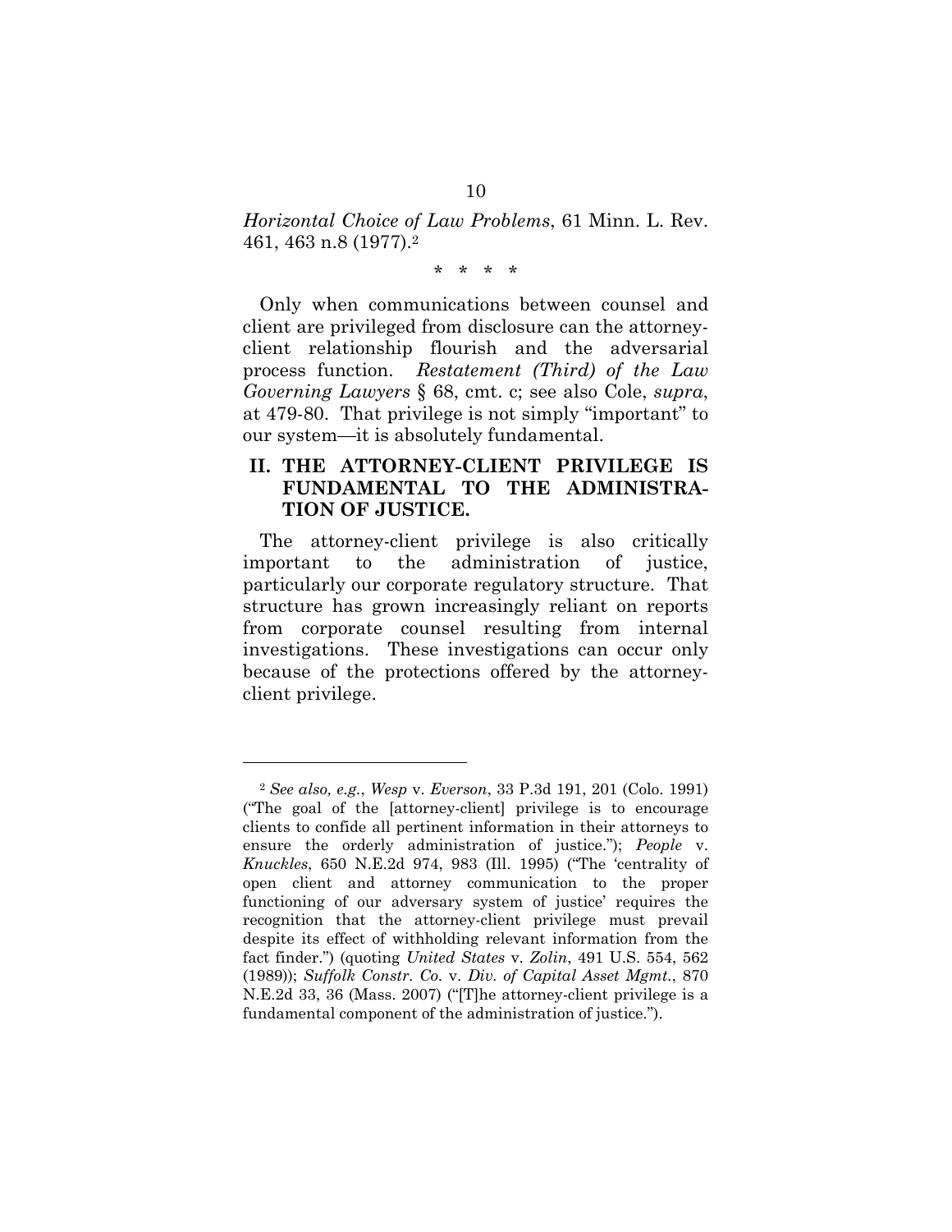*Horizontal Choice of Law Problems*, 61 Minn. L. Rev. 461, 463 n.8 (1977).[2]

\* \* \* \*

Only when communications between counsel and client are privileged from disclosure can the attorney-client relationship flourish and the adversarial process function. *Restatement (Third) of the Law Governing Lawyers* § 68, cmt. c; see also Cole, *supra*, at 479-80. That privilege is not simply "important" to our system—it is absolutely fundamental.

## II. THE ATTORNEY-CLIENT PRIVILEGE IS FUNDAMENTAL TO THE ADMINISTRATION OF JUSTICE.

The attorney-client privilege is also critically important to the administration of justice, particularly our corporate regulatory structure. That structure has grown increasingly reliant on reports from corporate counsel resulting from internal investigations. These investigations can occur only because of the protections offered by the attorney-client privilege.

---

[2] *See also, e.g.*, *Wesp* v. *Everson*, 33 P.3d 191, 201 (Colo. 1991) ("The goal of the [attorney-client] privilege is to encourage clients to confide all pertinent information in their attorneys to ensure the orderly administration of justice."); *People* v. *Knuckles*, 650 N.E.2d 974, 983 (Ill. 1995) ("The 'centrality of open client and attorney communication to the proper functioning of our adversary system of justice' requires the recognition that the attorney-client privilege must prevail despite its effect of withholding relevant information from the fact finder.") (quoting *United States* v. *Zolin*, 491 U.S. 554, 562 (1989)); *Suffolk Constr. Co.* v. *Div. of Capital Asset Mgmt.*, 870 N.E.2d 33, 36 (Mass. 2007) ("[T]he attorney-client privilege is a fundamental component of the administration of justice.").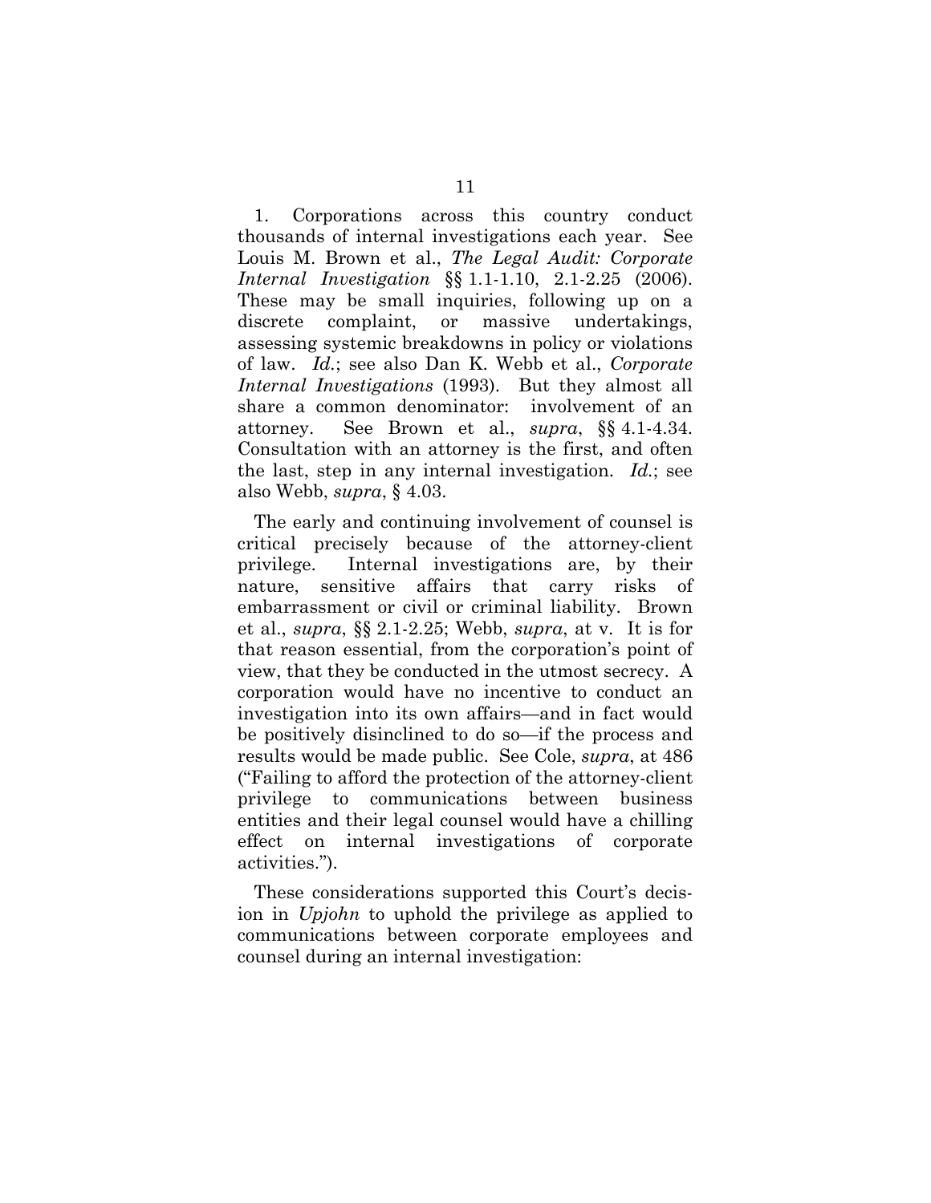1. Corporations across this country conduct thousands of internal investigations each year. See Louis M. Brown et al., *The Legal Audit: Corporate Internal Investigation* §§ 1.1-1.10, 2.1-2.25 (2006). These may be small inquiries, following up on a discrete complaint, or massive undertakings, assessing systemic breakdowns in policy or violations of law. *Id.*; see also Dan K. Webb et al., *Corporate Internal Investigations* (1993). But they almost all share a common denominator: involvement of an attorney. See Brown et al., *supra*, §§ 4.1-4.34. Consultation with an attorney is the first, and often the last, step in any internal investigation. *Id.*; see also Webb, *supra*, § 4.03.

The early and continuing involvement of counsel is critical precisely because of the attorney-client privilege. Internal investigations are, by their nature, sensitive affairs that carry risks of embarrassment or civil or criminal liability. Brown et al., *supra*, §§ 2.1-2.25; Webb, *supra*, at v. It is for that reason essential, from the corporation's point of view, that they be conducted in the utmost secrecy. A corporation would have no incentive to conduct an investigation into its own affairs—and in fact would be positively disinclined to do so—if the process and results would be made public. See Cole, *supra*, at 486 ("Failing to afford the protection of the attorney-client privilege to communications between business entities and their legal counsel would have a chilling effect on internal investigations of corporate activities.").

These considerations supported this Court's decision in *Upjohn* to uphold the privilege as applied to communications between corporate employees and counsel during an internal investigation: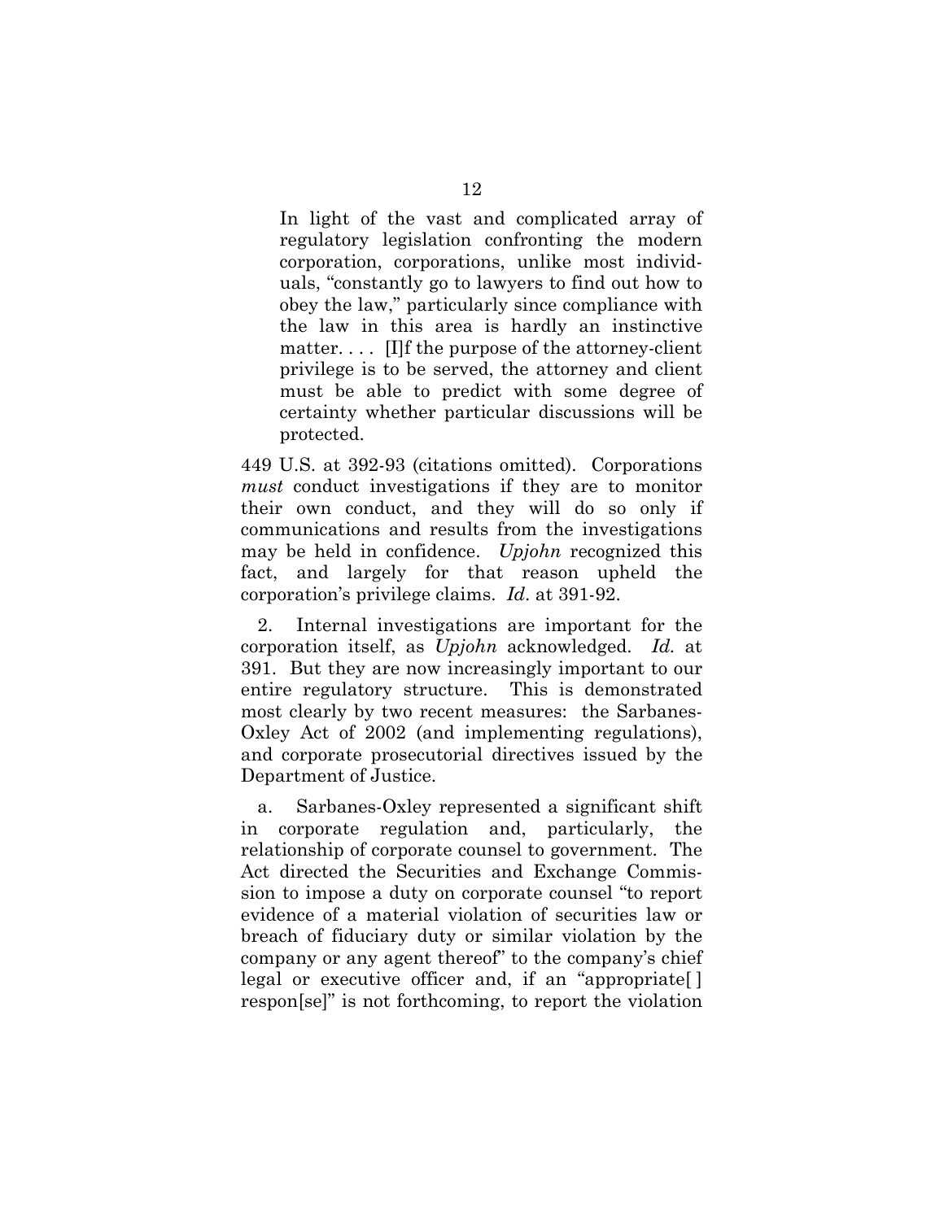> In light of the vast and complicated array of regulatory legislation confronting the modern corporation, corporations, unlike most individuals, "constantly go to lawyers to find out how to obey the law," particularly since compliance with the law in this area is hardly an instinctive matter. . . . [I]f the purpose of the attorney-client privilege is to be served, the attorney and client must be able to predict with some degree of certainty whether particular discussions will be protected.

449 U.S. at 392-93 (citations omitted). Corporations *must* conduct investigations if they are to monitor their own conduct, and they will do so only if communications and results from the investigations may be held in confidence. *Upjohn* recognized this fact, and largely for that reason upheld the corporation's privilege claims. *Id*. at 391-92.

2. Internal investigations are important for the corporation itself, as *Upjohn* acknowledged. *Id.* at 391. But they are now increasingly important to our entire regulatory structure. This is demonstrated most clearly by two recent measures: the Sarbanes-Oxley Act of 2002 (and implementing regulations), and corporate prosecutorial directives issued by the Department of Justice.

a. Sarbanes-Oxley represented a significant shift in corporate regulation and, particularly, the relationship of corporate counsel to government. The Act directed the Securities and Exchange Commission to impose a duty on corporate counsel "to report evidence of a material violation of securities law or breach of fiduciary duty or similar violation by the company or any agent thereof" to the company's chief legal or executive officer and, if an "appropriate[ ] respon[se]" is not forthcoming, to report the violation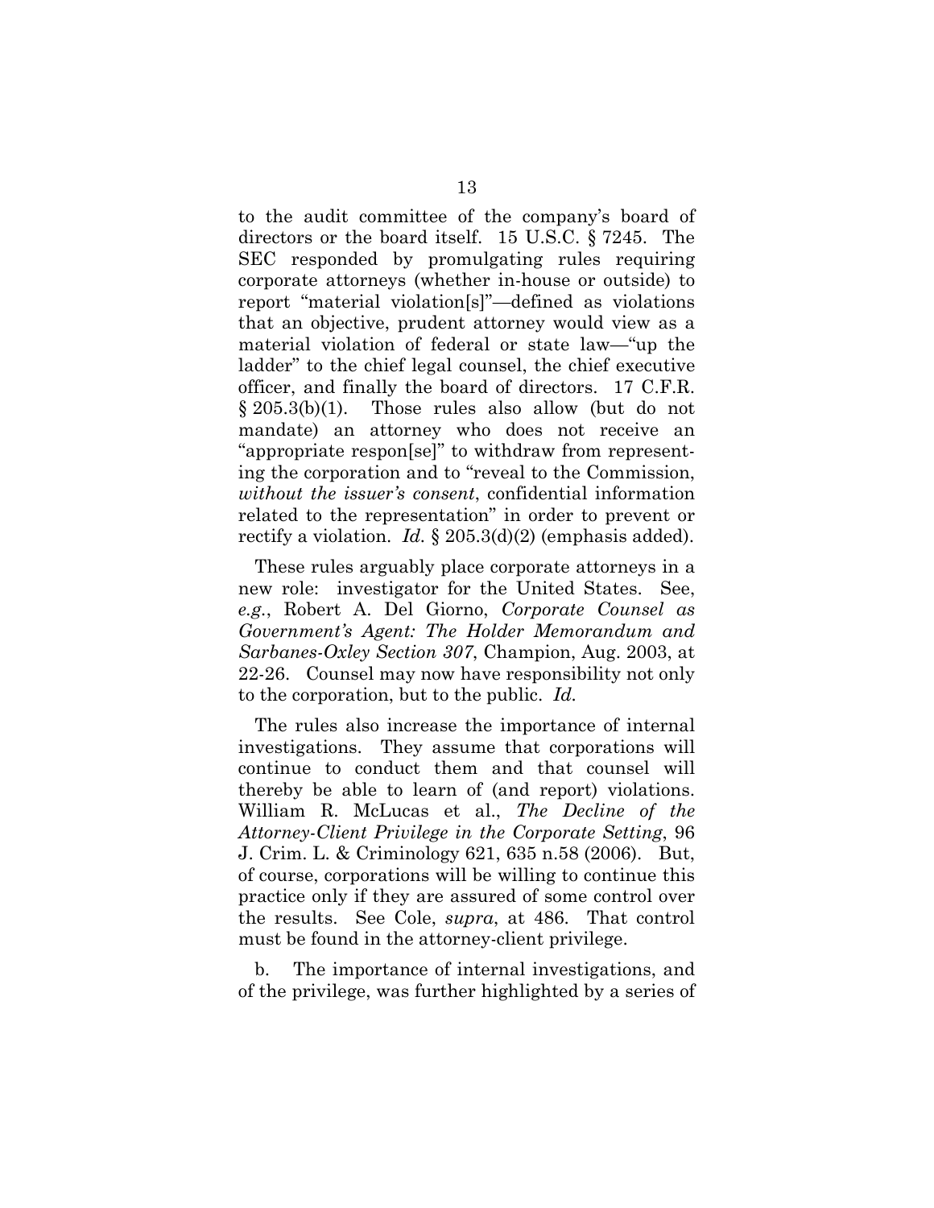to the audit committee of the company's board of directors or the board itself. 15 U.S.C. § 7245. The SEC responded by promulgating rules requiring corporate attorneys (whether in-house or outside) to report "material violation[s]"—defined as violations that an objective, prudent attorney would view as a material violation of federal or state law—"up the ladder" to the chief legal counsel, the chief executive officer, and finally the board of directors. 17 C.F.R. § 205.3(b)(1). Those rules also allow (but do not mandate) an attorney who does not receive an "appropriate respon[se]" to withdraw from representing the corporation and to "reveal to the Commission, *without the issuer's consent*, confidential information related to the representation" in order to prevent or rectify a violation. *Id.* § 205.3(d)(2) (emphasis added).

These rules arguably place corporate attorneys in a new role: investigator for the United States. See, *e.g.*, Robert A. Del Giorno, *Corporate Counsel as Government's Agent: The Holder Memorandum and Sarbanes-Oxley Section 307*, Champion, Aug. 2003, at 22-26. Counsel may now have responsibility not only to the corporation, but to the public. *Id.*

The rules also increase the importance of internal investigations. They assume that corporations will continue to conduct them and that counsel will thereby be able to learn of (and report) violations. William R. McLucas et al., *The Decline of the Attorney-Client Privilege in the Corporate Setting*, 96 J. Crim. L. & Criminology 621, 635 n.58 (2006). But, of course, corporations will be willing to continue this practice only if they are assured of some control over the results. See Cole, *supra*, at 486. That control must be found in the attorney-client privilege.

b. The importance of internal investigations, and of the privilege, was further highlighted by a series of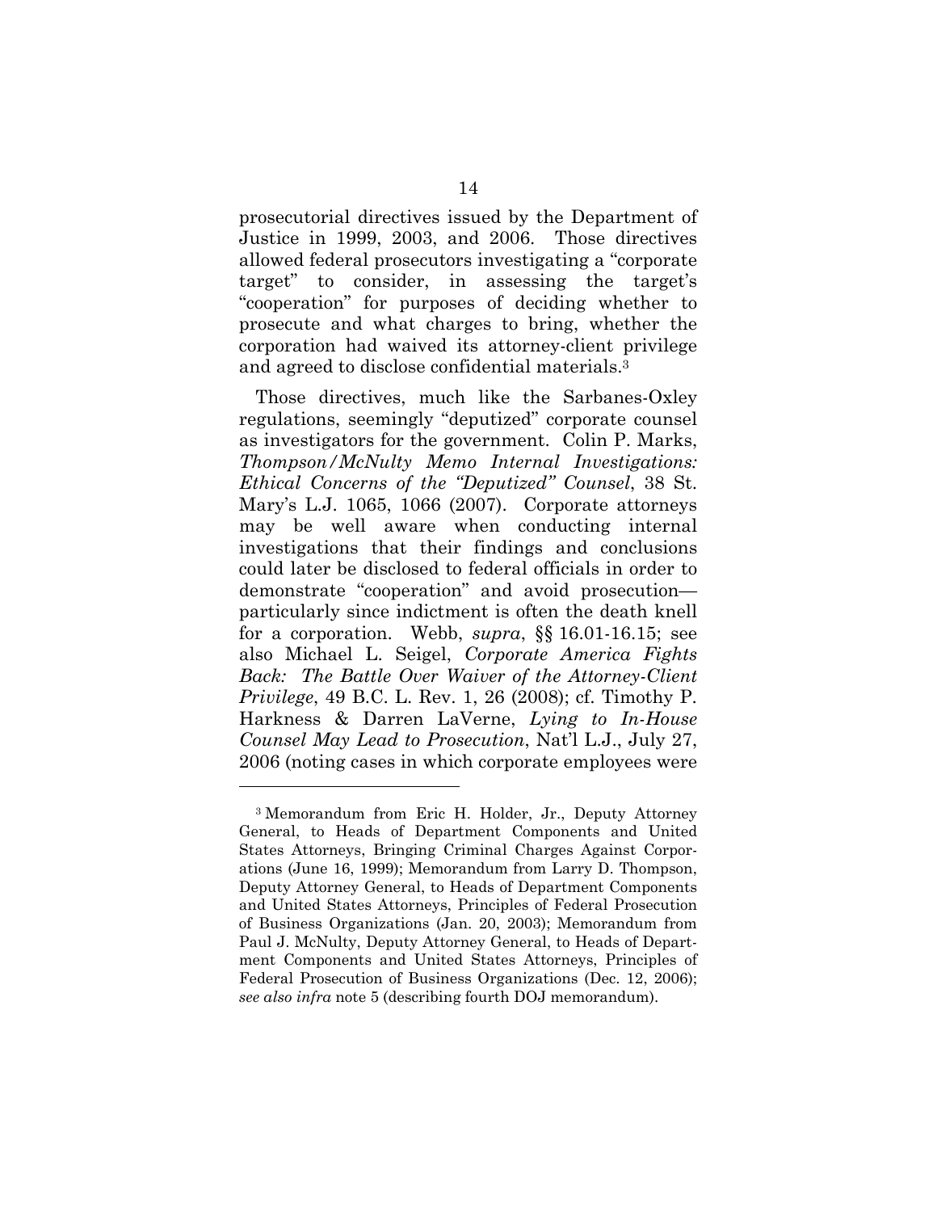prosecutorial directives issued by the Department of Justice in 1999, 2003, and 2006. Those directives allowed federal prosecutors investigating a "corporate target" to consider, in assessing the target's "cooperation" for purposes of deciding whether to prosecute and what charges to bring, whether the corporation had waived its attorney-client privilege and agreed to disclose confidential materials.[3]

Those directives, much like the Sarbanes-Oxley regulations, seemingly "deputized" corporate counsel as investigators for the government. Colin P. Marks, *Thompson/McNulty Memo Internal Investigations: Ethical Concerns of the "Deputized" Counsel*, 38 St. Mary's L.J. 1065, 1066 (2007). Corporate attorneys may be well aware when conducting internal investigations that their findings and conclusions could later be disclosed to federal officials in order to demonstrate "cooperation" and avoid prosecution—particularly since indictment is often the death knell for a corporation. Webb, *supra*, §§ 16.01-16.15; see also Michael L. Seigel, *Corporate America Fights Back: The Battle Over Waiver of the Attorney-Client Privilege*, 49 B.C. L. Rev. 1, 26 (2008); cf. Timothy P. Harkness & Darren LaVerne, *Lying to In-House Counsel May Lead to Prosecution*, Nat'l L.J., July 27, 2006 (noting cases in which corporate employees were

---

[3] Memorandum from Eric H. Holder, Jr., Deputy Attorney General, to Heads of Department Components and United States Attorneys, Bringing Criminal Charges Against Corporations (June 16, 1999); Memorandum from Larry D. Thompson, Deputy Attorney General, to Heads of Department Components and United States Attorneys, Principles of Federal Prosecution of Business Organizations (Jan. 20, 2003); Memorandum from Paul J. McNulty, Deputy Attorney General, to Heads of Department Components and United States Attorneys, Principles of Federal Prosecution of Business Organizations (Dec. 12, 2006); *see also infra* note 5 (describing fourth DOJ memorandum).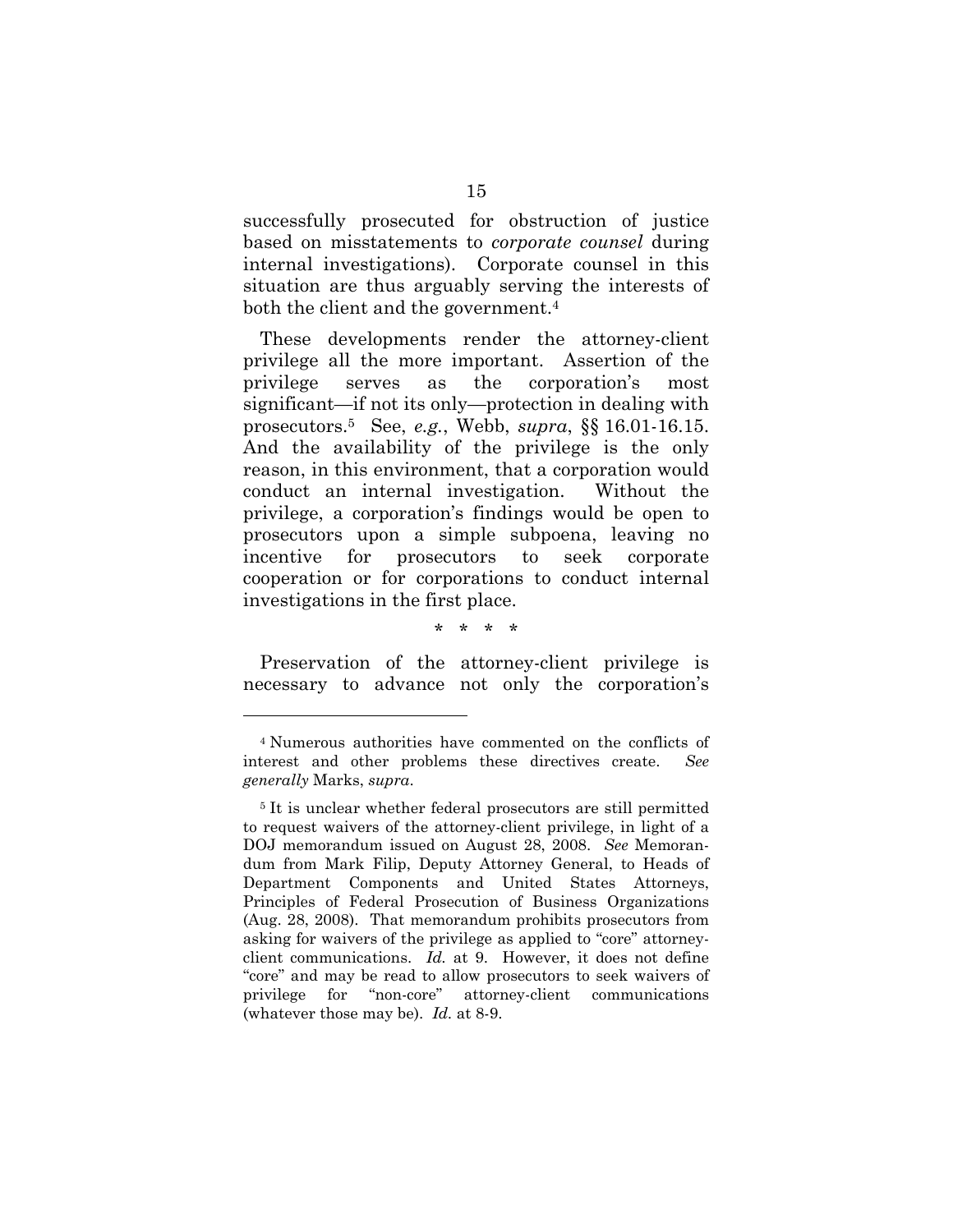successfully prosecuted for obstruction of justice based on misstatements to *corporate counsel* during internal investigations). Corporate counsel in this situation are thus arguably serving the interests of both the client and the government.[4]

These developments render the attorney-client privilege all the more important. Assertion of the privilege serves as the corporation's most significant—if not its only—protection in dealing with prosecutors.[5] See, *e.g.*, Webb, *supra*, §§ 16.01-16.15. And the availability of the privilege is the only reason, in this environment, that a corporation would conduct an internal investigation. Without the privilege, a corporation's findings would be open to prosecutors upon a simple subpoena, leaving no incentive for prosecutors to seek corporate cooperation or for corporations to conduct internal investigations in the first place.

\* \* \* \*

Preservation of the attorney-client privilege is necessary to advance not only the corporation's

---

[4] Numerous authorities have commented on the conflicts of interest and other problems these directives create. *See generally* Marks, *supra*.

[5] It is unclear whether federal prosecutors are still permitted to request waivers of the attorney-client privilege, in light of a DOJ memorandum issued on August 28, 2008. *See* Memorandum from Mark Filip, Deputy Attorney General, to Heads of Department Components and United States Attorneys, Principles of Federal Prosecution of Business Organizations (Aug. 28, 2008). That memorandum prohibits prosecutors from asking for waivers of the privilege as applied to "core" attorney-client communications. *Id.* at 9. However, it does not define "core" and may be read to allow prosecutors to seek waivers of privilege for "non-core" attorney-client communications (whatever those may be). *Id.* at 8-9.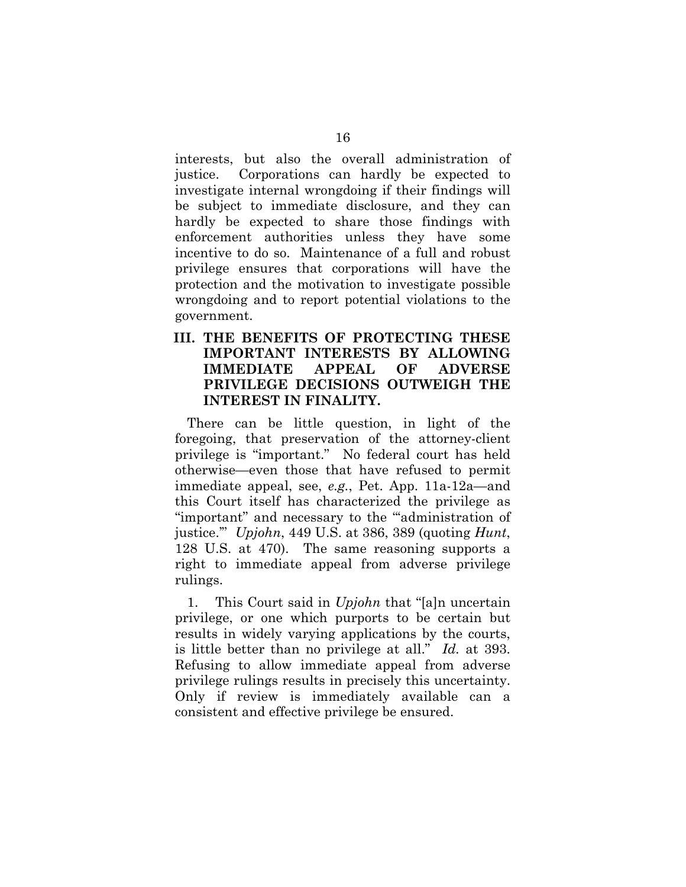interests, but also the overall administration of justice. Corporations can hardly be expected to investigate internal wrongdoing if their findings will be subject to immediate disclosure, and they can hardly be expected to share those findings with enforcement authorities unless they have some incentive to do so. Maintenance of a full and robust privilege ensures that corporations will have the protection and the motivation to investigate possible wrongdoing and to report potential violations to the government.

## III. THE BENEFITS OF PROTECTING THESE IMPORTANT INTERESTS BY ALLOWING IMMEDIATE APPEAL OF ADVERSE PRIVILEGE DECISIONS OUTWEIGH THE INTEREST IN FINALITY.

There can be little question, in light of the foregoing, that preservation of the attorney-client privilege is "important." No federal court has held otherwise—even those that have refused to permit immediate appeal, see, *e.g.*, Pet. App. 11a-12a—and this Court itself has characterized the privilege as "important" and necessary to the "'administration of justice.'" *Upjohn*, 449 U.S. at 386, 389 (quoting *Hunt*, 128 U.S. at 470). The same reasoning supports a right to immediate appeal from adverse privilege rulings.

1. This Court said in *Upjohn* that "[a]n uncertain privilege, or one which purports to be certain but results in widely varying applications by the courts, is little better than no privilege at all." *Id.* at 393. Refusing to allow immediate appeal from adverse privilege rulings results in precisely this uncertainty. Only if review is immediately available can a consistent and effective privilege be ensured.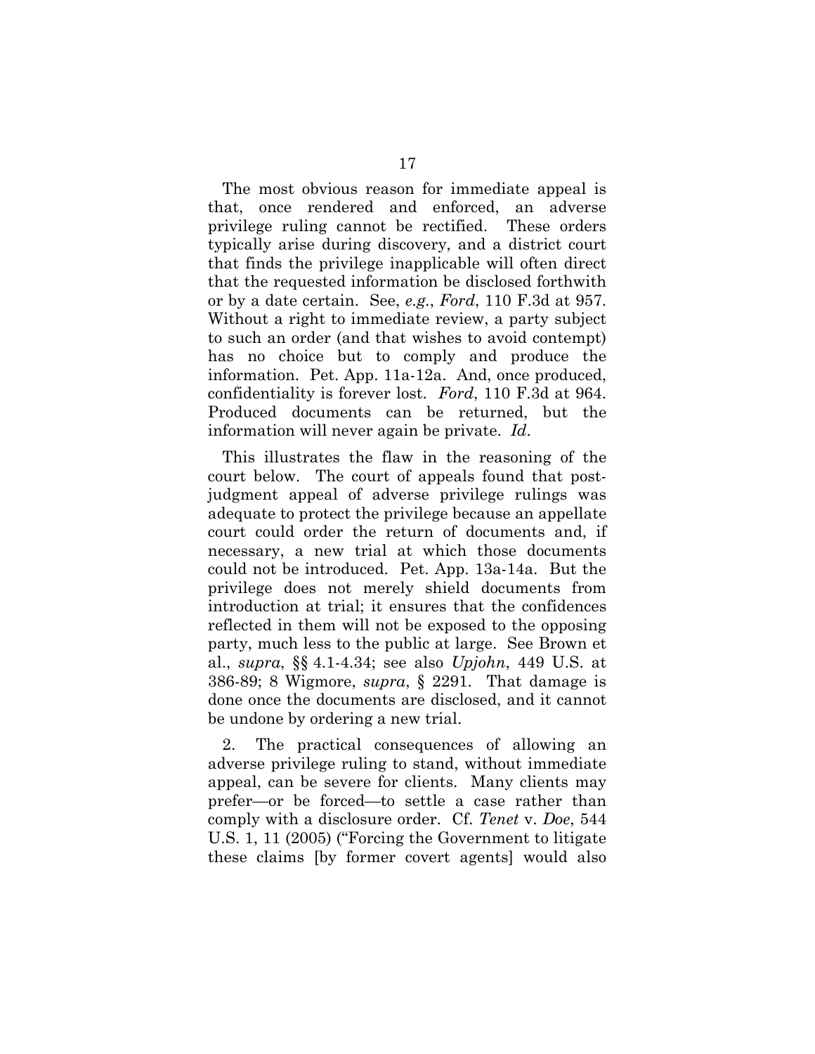The most obvious reason for immediate appeal is that, once rendered and enforced, an adverse privilege ruling cannot be rectified. These orders typically arise during discovery, and a district court that finds the privilege inapplicable will often direct that the requested information be disclosed forthwith or by a date certain. See, *e.g.*, *Ford*, 110 F.3d at 957. Without a right to immediate review, a party subject to such an order (and that wishes to avoid contempt) has no choice but to comply and produce the information. Pet. App. 11a-12a. And, once produced, confidentiality is forever lost. *Ford*, 110 F.3d at 964. Produced documents can be returned, but the information will never again be private. *Id*.

This illustrates the flaw in the reasoning of the court below. The court of appeals found that post-judgment appeal of adverse privilege rulings was adequate to protect the privilege because an appellate court could order the return of documents and, if necessary, a new trial at which those documents could not be introduced. Pet. App. 13a-14a. But the privilege does not merely shield documents from introduction at trial; it ensures that the confidences reflected in them will not be exposed to the opposing party, much less to the public at large. See Brown et al., *supra*, §§ 4.1-4.34; see also *Upjohn*, 449 U.S. at 386-89; 8 Wigmore, *supra*, § 2291. That damage is done once the documents are disclosed, and it cannot be undone by ordering a new trial.

2. The practical consequences of allowing an adverse privilege ruling to stand, without immediate appeal, can be severe for clients. Many clients may prefer—or be forced—to settle a case rather than comply with a disclosure order. Cf. *Tenet* v. *Doe*, 544 U.S. 1, 11 (2005) ("Forcing the Government to litigate these claims [by former covert agents] would also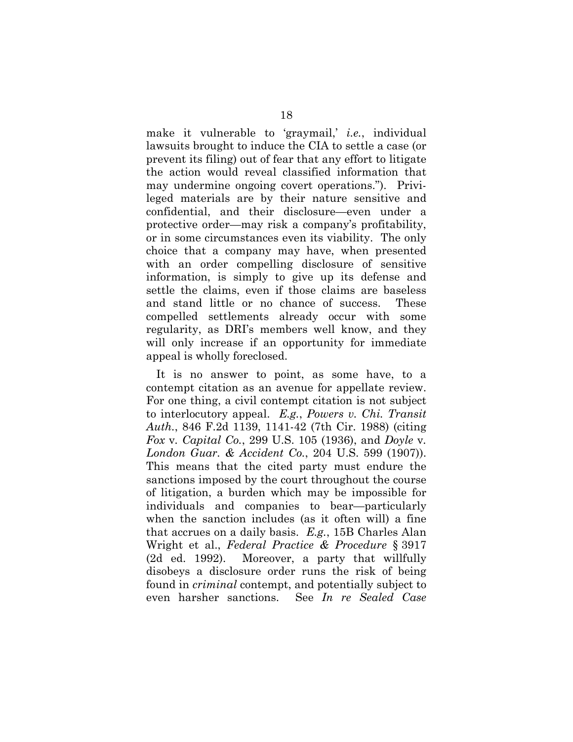make it vulnerable to 'graymail,' *i.e.*, individual lawsuits brought to induce the CIA to settle a case (or prevent its filing) out of fear that any effort to litigate the action would reveal classified information that may undermine ongoing covert operations."). Privileged materials are by their nature sensitive and confidential, and their disclosure—even under a protective order—may risk a company's profitability, or in some circumstances even its viability. The only choice that a company may have, when presented with an order compelling disclosure of sensitive information, is simply to give up its defense and settle the claims, even if those claims are baseless and stand little or no chance of success. These compelled settlements already occur with some regularity, as DRI's members well know, and they will only increase if an opportunity for immediate appeal is wholly foreclosed.

It is no answer to point, as some have, to a contempt citation as an avenue for appellate review. For one thing, a civil contempt citation is not subject to interlocutory appeal. *E.g.*, *Powers v. Chi. Transit Auth.*, 846 F.2d 1139, 1141-42 (7th Cir. 1988) (citing *Fox* v. *Capital Co.*, 299 U.S. 105 (1936), and *Doyle* v. *London Guar. & Accident Co.*, 204 U.S. 599 (1907)). This means that the cited party must endure the sanctions imposed by the court throughout the course of litigation, a burden which may be impossible for individuals and companies to bear—particularly when the sanction includes (as it often will) a fine that accrues on a daily basis. *E.g.*, 15B Charles Alan Wright et al., *Federal Practice & Procedure* § 3917 (2d ed. 1992). Moreover, a party that willfully disobeys a disclosure order runs the risk of being found in *criminal* contempt, and potentially subject to even harsher sanctions. See *In re Sealed Case*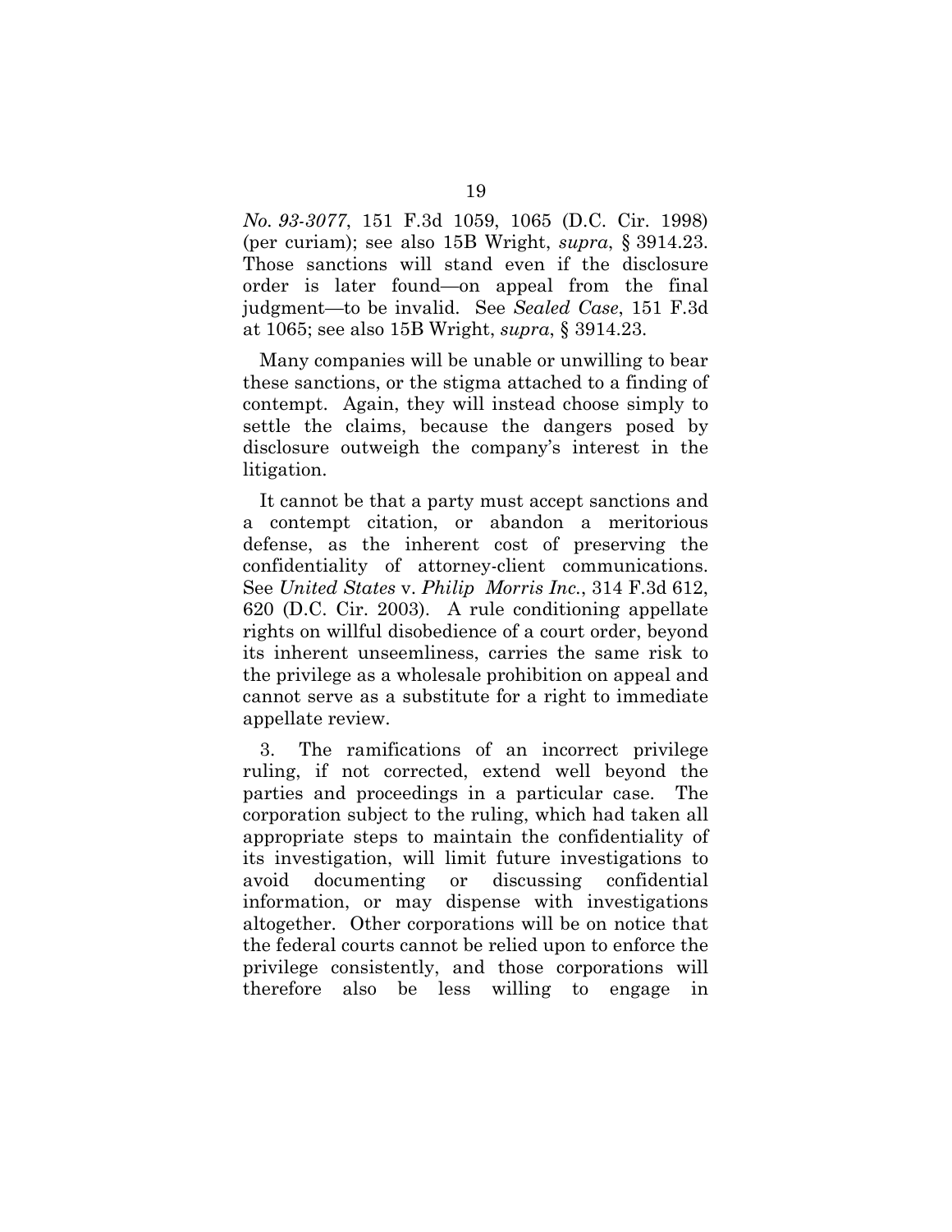*No. 93-3077*, 151 F.3d 1059, 1065 (D.C. Cir. 1998) (per curiam); see also 15B Wright, *supra*, § 3914.23. Those sanctions will stand even if the disclosure order is later found—on appeal from the final judgment—to be invalid. See *Sealed Case*, 151 F.3d at 1065; see also 15B Wright, *supra*, § 3914.23.

Many companies will be unable or unwilling to bear these sanctions, or the stigma attached to a finding of contempt. Again, they will instead choose simply to settle the claims, because the dangers posed by disclosure outweigh the company's interest in the litigation.

It cannot be that a party must accept sanctions and a contempt citation, or abandon a meritorious defense, as the inherent cost of preserving the confidentiality of attorney-client communications. See *United States* v. *Philip Morris Inc.*, 314 F.3d 612, 620 (D.C. Cir. 2003). A rule conditioning appellate rights on willful disobedience of a court order, beyond its inherent unseemliness, carries the same risk to the privilege as a wholesale prohibition on appeal and cannot serve as a substitute for a right to immediate appellate review.

3. The ramifications of an incorrect privilege ruling, if not corrected, extend well beyond the parties and proceedings in a particular case. The corporation subject to the ruling, which had taken all appropriate steps to maintain the confidentiality of its investigation, will limit future investigations to avoid documenting or discussing confidential information, or may dispense with investigations altogether. Other corporations will be on notice that the federal courts cannot be relied upon to enforce the privilege consistently, and those corporations will therefore also be less willing to engage in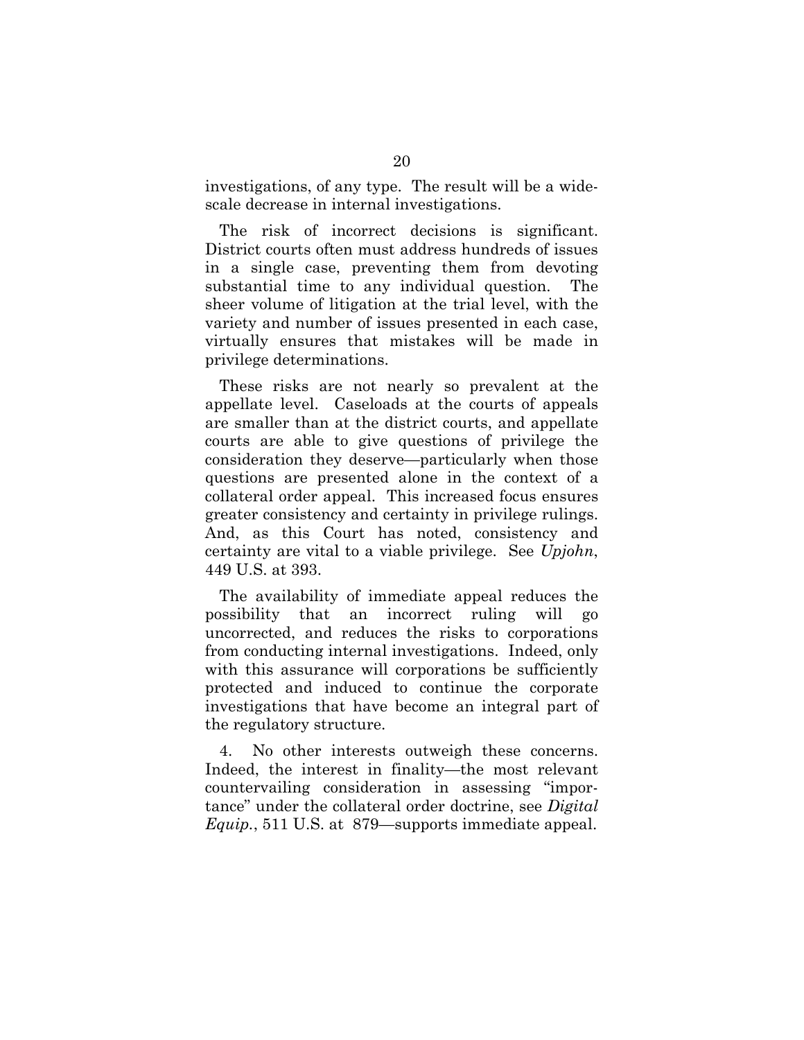investigations, of any type. The result will be a wide-scale decrease in internal investigations.

The risk of incorrect decisions is significant. District courts often must address hundreds of issues in a single case, preventing them from devoting substantial time to any individual question. The sheer volume of litigation at the trial level, with the variety and number of issues presented in each case, virtually ensures that mistakes will be made in privilege determinations.

These risks are not nearly so prevalent at the appellate level. Caseloads at the courts of appeals are smaller than at the district courts, and appellate courts are able to give questions of privilege the consideration they deserve—particularly when those questions are presented alone in the context of a collateral order appeal. This increased focus ensures greater consistency and certainty in privilege rulings. And, as this Court has noted, consistency and certainty are vital to a viable privilege. See *Upjohn*, 449 U.S. at 393.

The availability of immediate appeal reduces the possibility that an incorrect ruling will go uncorrected, and reduces the risks to corporations from conducting internal investigations. Indeed, only with this assurance will corporations be sufficiently protected and induced to continue the corporate investigations that have become an integral part of the regulatory structure.

4. No other interests outweigh these concerns. Indeed, the interest in finality—the most relevant countervailing consideration in assessing "importance" under the collateral order doctrine, see *Digital Equip.*, 511 U.S. at 879—supports immediate appeal.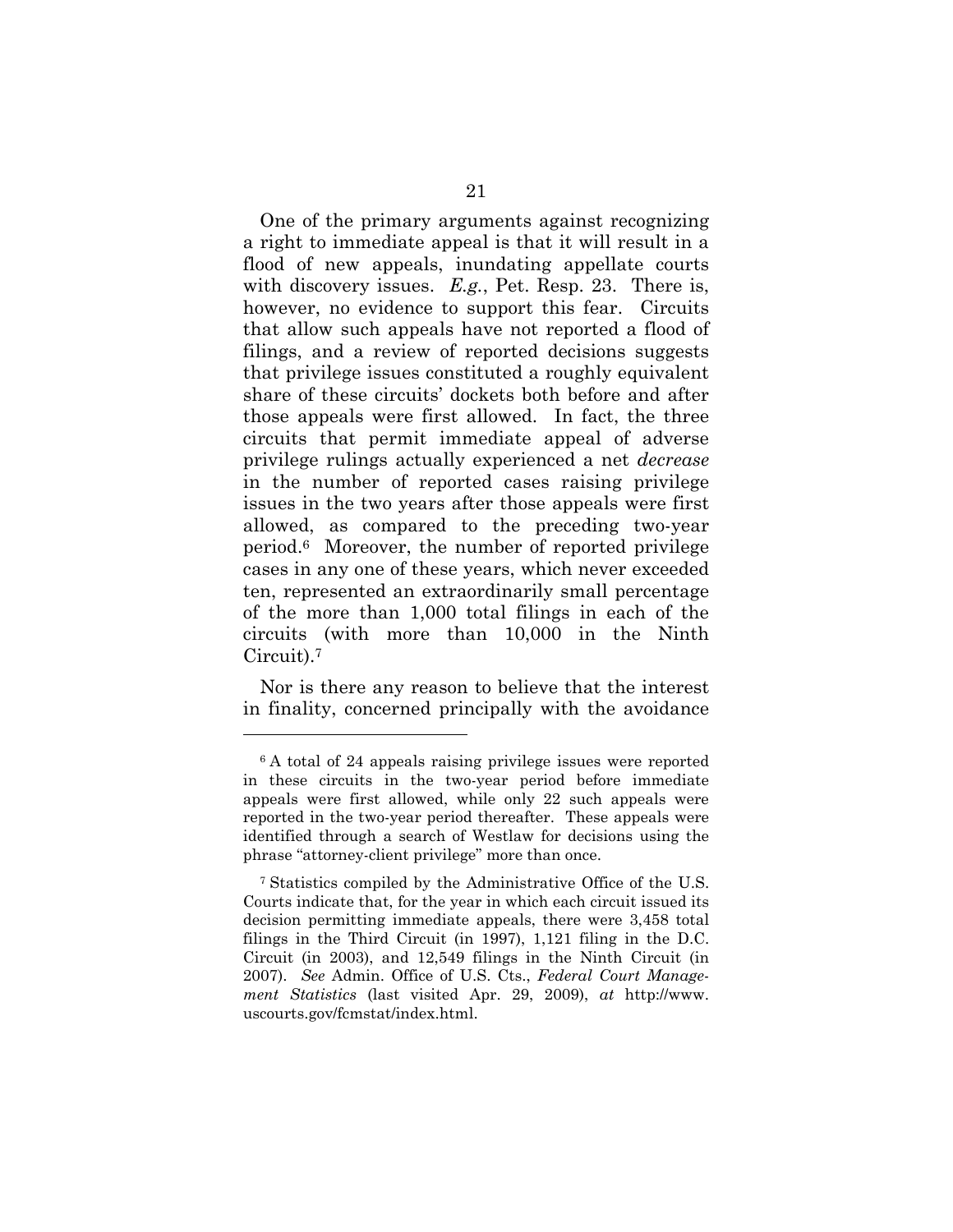One of the primary arguments against recognizing a right to immediate appeal is that it will result in a flood of new appeals, inundating appellate courts with discovery issues. *E.g.*, Pet. Resp. 23. There is, however, no evidence to support this fear. Circuits that allow such appeals have not reported a flood of filings, and a review of reported decisions suggests that privilege issues constituted a roughly equivalent share of these circuits' dockets both before and after those appeals were first allowed. In fact, the three circuits that permit immediate appeal of adverse privilege rulings actually experienced a net *decrease* in the number of reported cases raising privilege issues in the two years after those appeals were first allowed, as compared to the preceding two-year period.[6] Moreover, the number of reported privilege cases in any one of these years, which never exceeded ten, represented an extraordinarily small percentage of the more than 1,000 total filings in each of the circuits (with more than 10,000 in the Ninth Circuit).[7]

Nor is there any reason to believe that the interest in finality, concerned principally with the avoidance

---

[6] A total of 24 appeals raising privilege issues were reported in these circuits in the two-year period before immediate appeals were first allowed, while only 22 such appeals were reported in the two-year period thereafter. These appeals were identified through a search of Westlaw for decisions using the phrase "attorney-client privilege" more than once.

[7] Statistics compiled by the Administrative Office of the U.S. Courts indicate that, for the year in which each circuit issued its decision permitting immediate appeals, there were 3,458 total filings in the Third Circuit (in 1997), 1,121 filing in the D.C. Circuit (in 2003), and 12,549 filings in the Ninth Circuit (in 2007). *See* Admin. Office of U.S. Cts., *Federal Court Management Statistics* (last visited Apr. 29, 2009), *at* http://www.uscourts.gov/fcmstat/index.html.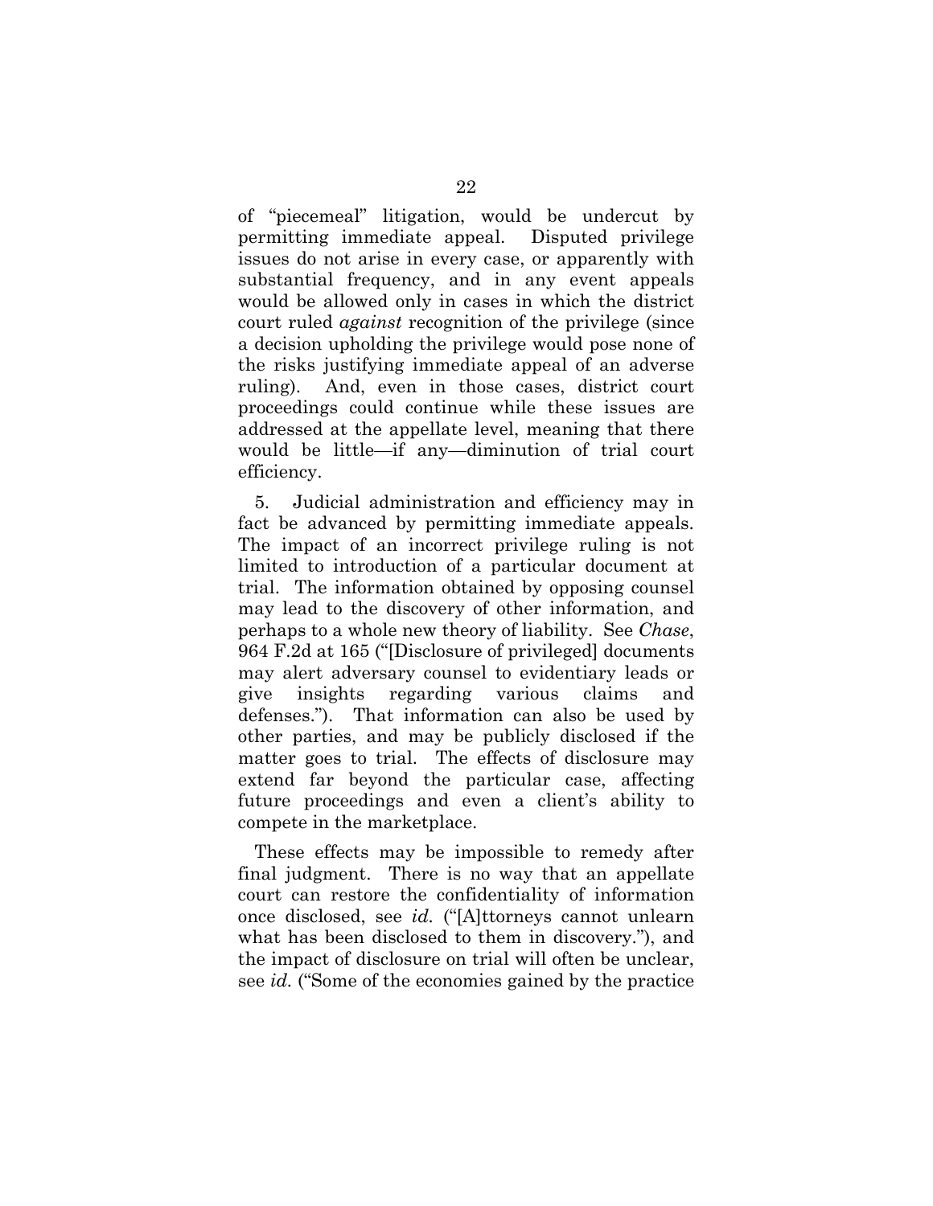of "piecemeal" litigation, would be undercut by permitting immediate appeal. Disputed privilege issues do not arise in every case, or apparently with substantial frequency, and in any event appeals would be allowed only in cases in which the district court ruled *against* recognition of the privilege (since a decision upholding the privilege would pose none of the risks justifying immediate appeal of an adverse ruling). And, even in those cases, district court proceedings could continue while these issues are addressed at the appellate level, meaning that there would be little—if any—diminution of trial court efficiency.

5. Judicial administration and efficiency may in fact be advanced by permitting immediate appeals. The impact of an incorrect privilege ruling is not limited to introduction of a particular document at trial. The information obtained by opposing counsel may lead to the discovery of other information, and perhaps to a whole new theory of liability. See *Chase*, 964 F.2d at 165 ("[Disclosure of privileged] documents may alert adversary counsel to evidentiary leads or give insights regarding various claims and defenses."). That information can also be used by other parties, and may be publicly disclosed if the matter goes to trial. The effects of disclosure may extend far beyond the particular case, affecting future proceedings and even a client's ability to compete in the marketplace.

These effects may be impossible to remedy after final judgment. There is no way that an appellate court can restore the confidentiality of information once disclosed, see *id.* ("[A]ttorneys cannot unlearn what has been disclosed to them in discovery."), and the impact of disclosure on trial will often be unclear, see *id.* ("Some of the economies gained by the practice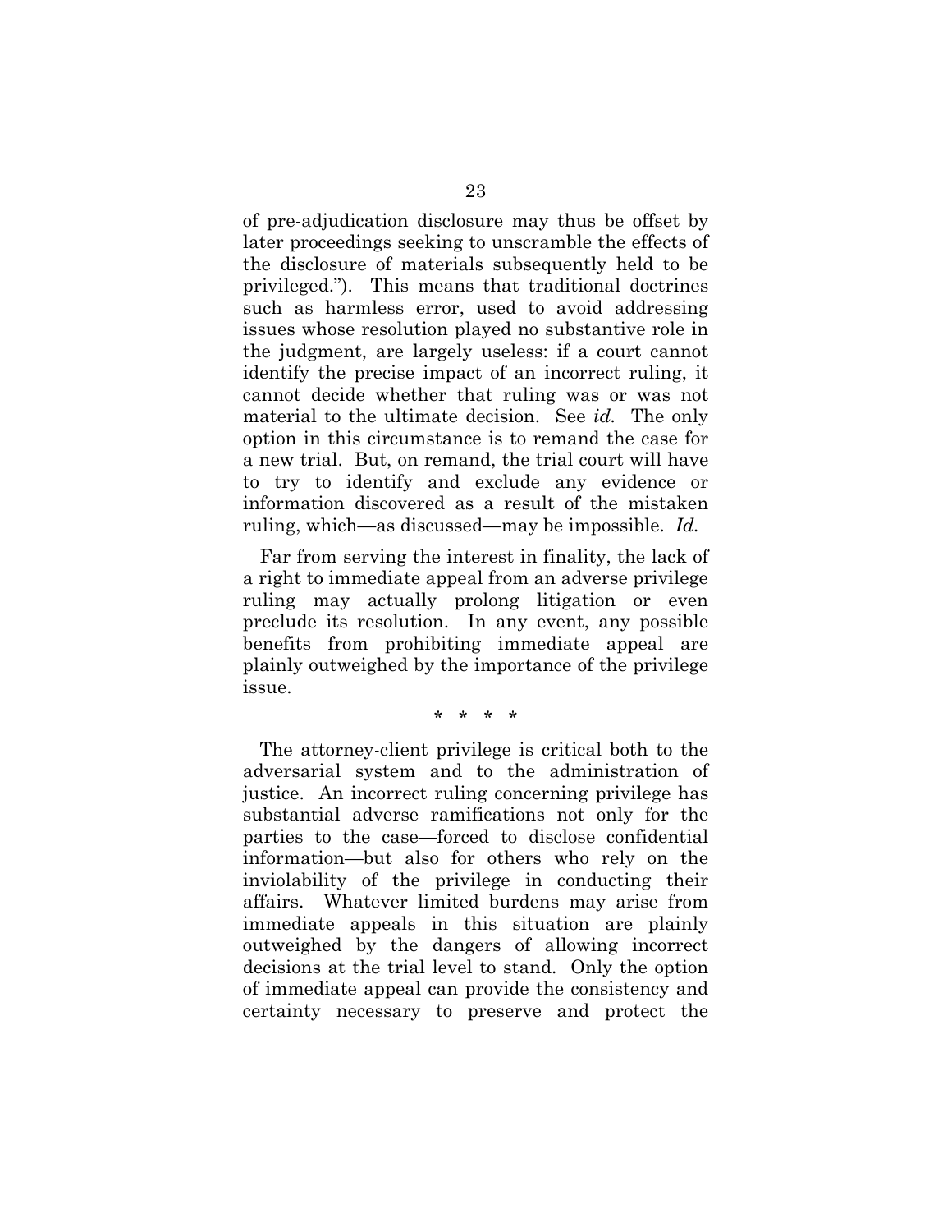of pre-adjudication disclosure may thus be offset by later proceedings seeking to unscramble the effects of the disclosure of materials subsequently held to be privileged."). This means that traditional doctrines such as harmless error, used to avoid addressing issues whose resolution played no substantive role in the judgment, are largely useless: if a court cannot identify the precise impact of an incorrect ruling, it cannot decide whether that ruling was or was not material to the ultimate decision. See *id.* The only option in this circumstance is to remand the case for a new trial. But, on remand, the trial court will have to try to identify and exclude any evidence or information discovered as a result of the mistaken ruling, which—as discussed—may be impossible. *Id.*

Far from serving the interest in finality, the lack of a right to immediate appeal from an adverse privilege ruling may actually prolong litigation or even preclude its resolution. In any event, any possible benefits from prohibiting immediate appeal are plainly outweighed by the importance of the privilege issue.

\* \* \* \*

The attorney-client privilege is critical both to the adversarial system and to the administration of justice. An incorrect ruling concerning privilege has substantial adverse ramifications not only for the parties to the case—forced to disclose confidential information—but also for others who rely on the inviolability of the privilege in conducting their affairs. Whatever limited burdens may arise from immediate appeals in this situation are plainly outweighed by the dangers of allowing incorrect decisions at the trial level to stand. Only the option of immediate appeal can provide the consistency and certainty necessary to preserve and protect the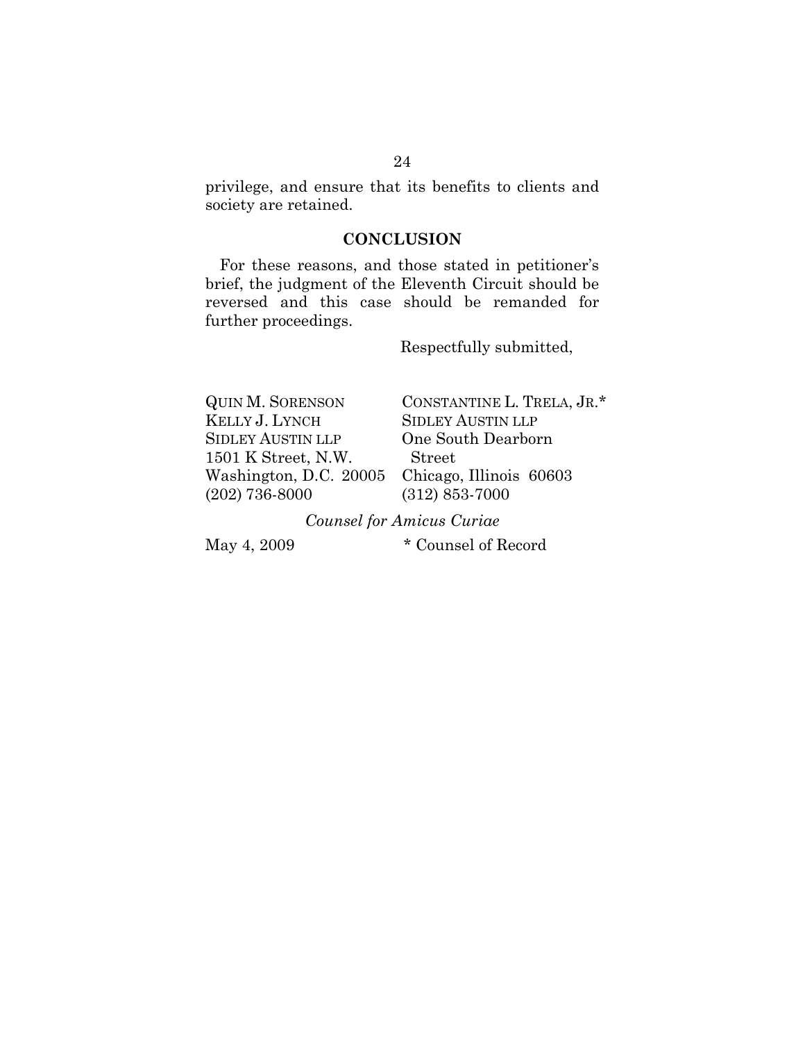privilege, and ensure that its benefits to clients and society are retained.

## CONCLUSION

For these reasons, and those stated in petitioner's brief, the judgment of the Eleventh Circuit should be reversed and this case should be remanded for further proceedings.

Respectfully submitted,

QUIN M. SORENSON
KELLY J. LYNCH
SIDLEY AUSTIN LLP
1501 K Street, N.W.
Washington, D.C. 20005
(202) 736-8000

CONSTANTINE L. TRELA, JR.*
SIDLEY AUSTIN LLP
One South Dearborn Street
Chicago, Illinois 60603
(312) 853-7000

*Counsel for Amicus Curiae*

May 4, 2009

\* Counsel of Record